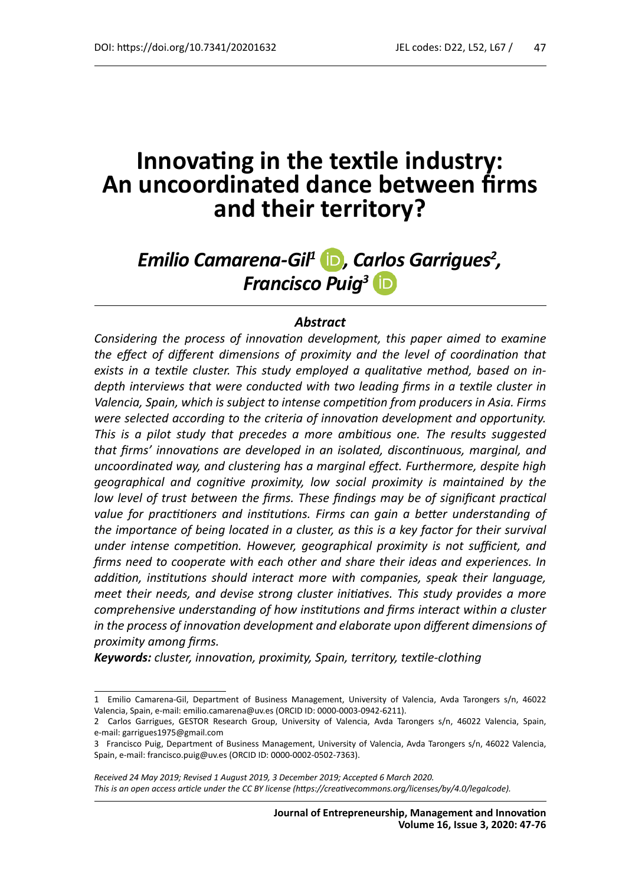# Innovating in the textile industry: An uncoordinated dance between firms and their territory?

## *Emilio Camarena-Gil[1], Carlos Garrigues[2], Francisco Puig[3]*

### *Abstract*

*Considering the process of innovation development, this paper aimed to examine the effect of different dimensions of proximity and the level of coordination that exists in a textile cluster. This study employed a qualitative method, based on in-depth interviews that were conducted with two leading firms in a textile cluster in Valencia, Spain, which is subject to intense competition from producers in Asia. Firms were selected according to the criteria of innovation development and opportunity. This is a pilot study that precedes a more ambitious one. The results suggested that firms' innovations are developed in an isolated, discontinuous, marginal, and uncoordinated way, and clustering has a marginal effect. Furthermore, despite high geographical and cognitive proximity, low social proximity is maintained by the low level of trust between the firms. These findings may be of significant practical value for practitioners and institutions. Firms can gain a better understanding of the importance of being located in a cluster, as this is a key factor for their survival under intense competition. However, geographical proximity is not sufficient, and firms need to cooperate with each other and share their ideas and experiences. In addition, institutions should interact more with companies, speak their language, meet their needs, and devise strong cluster initiatives. This study provides a more comprehensive understanding of how institutions and firms interact within a cluster in the process of innovation development and elaborate upon different dimensions of proximity among firms.*

***Keywords:*** *cluster, innovation, proximity, Spain, territory, textile-clothing*

---

1 Emilio Camarena-Gil, Department of Business Management, University of Valencia, Avda Tarongers s/n, 46022 Valencia, Spain, e-mail: emilio.camarena@uv.es (ORCID ID: 0000-0003-0942-6211).

2 Carlos Garrigues, GESTOR Research Group, University of Valencia, Avda Tarongers s/n, 46022 Valencia, Spain, e-mail: garrigues1975@gmail.com

3 Francisco Puig, Department of Business Management, University of Valencia, Avda Tarongers s/n, 46022 Valencia, Spain, e-mail: francisco.puig@uv.es (ORCID ID: 0000-0002-0502-7363).

*Received 24 May 2019; Revised 1 August 2019, 3 December 2019; Accepted 6 March 2020.*
*This is an open access article under the CC BY license (https://creativecommons.org/licenses/by/4.0/legalcode).*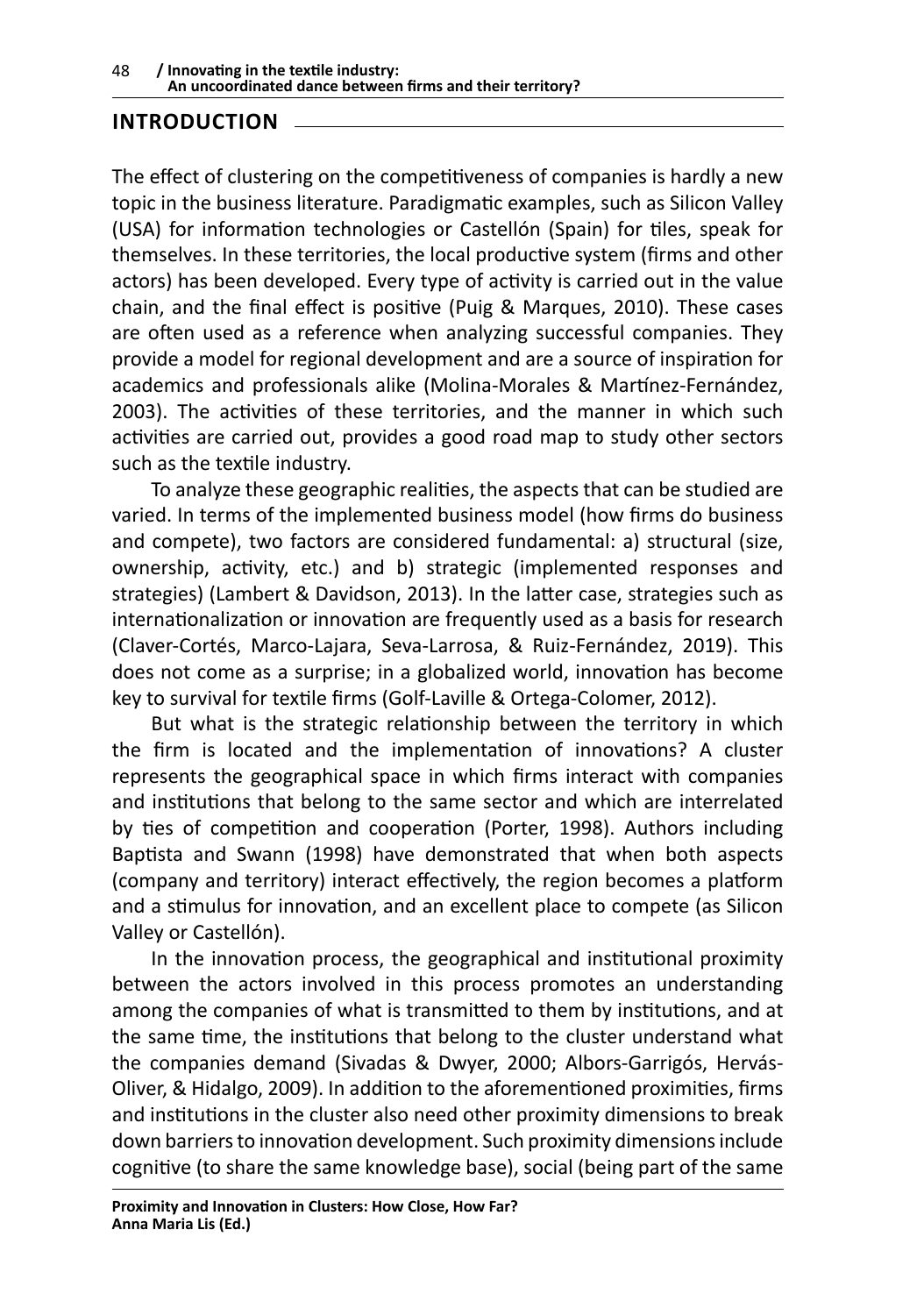## INTRODUCTION

The effect of clustering on the competitiveness of companies is hardly a new topic in the business literature. Paradigmatic examples, such as Silicon Valley (USA) for information technologies or Castellón (Spain) for tiles, speak for themselves. In these territories, the local productive system (firms and other actors) has been developed. Every type of activity is carried out in the value chain, and the final effect is positive (Puig & Marques, 2010). These cases are often used as a reference when analyzing successful companies. They provide a model for regional development and are a source of inspiration for academics and professionals alike (Molina-Morales & Martínez-Fernández, 2003). The activities of these territories, and the manner in which such activities are carried out, provides a good road map to study other sectors such as the textile industry.

To analyze these geographic realities, the aspects that can be studied are varied. In terms of the implemented business model (how firms do business and compete), two factors are considered fundamental: a) structural (size, ownership, activity, etc.) and b) strategic (implemented responses and strategies) (Lambert & Davidson, 2013). In the latter case, strategies such as internationalization or innovation are frequently used as a basis for research (Claver-Cortés, Marco-Lajara, Seva-Larrosa, & Ruiz-Fernández, 2019). This does not come as a surprise; in a globalized world, innovation has become key to survival for textile firms (Golf-Laville & Ortega-Colomer, 2012).

But what is the strategic relationship between the territory in which the firm is located and the implementation of innovations? A cluster represents the geographical space in which firms interact with companies and institutions that belong to the same sector and which are interrelated by ties of competition and cooperation (Porter, 1998). Authors including Baptista and Swann (1998) have demonstrated that when both aspects (company and territory) interact effectively, the region becomes a platform and a stimulus for innovation, and an excellent place to compete (as Silicon Valley or Castellón).

In the innovation process, the geographical and institutional proximity between the actors involved in this process promotes an understanding among the companies of what is transmitted to them by institutions, and at the same time, the institutions that belong to the cluster understand what the companies demand (Sivadas & Dwyer, 2000; Albors-Garrigós, Hervás-Oliver, & Hidalgo, 2009). In addition to the aforementioned proximities, firms and institutions in the cluster also need other proximity dimensions to break down barriers to innovation development. Such proximity dimensions include cognitive (to share the same knowledge base), social (being part of the same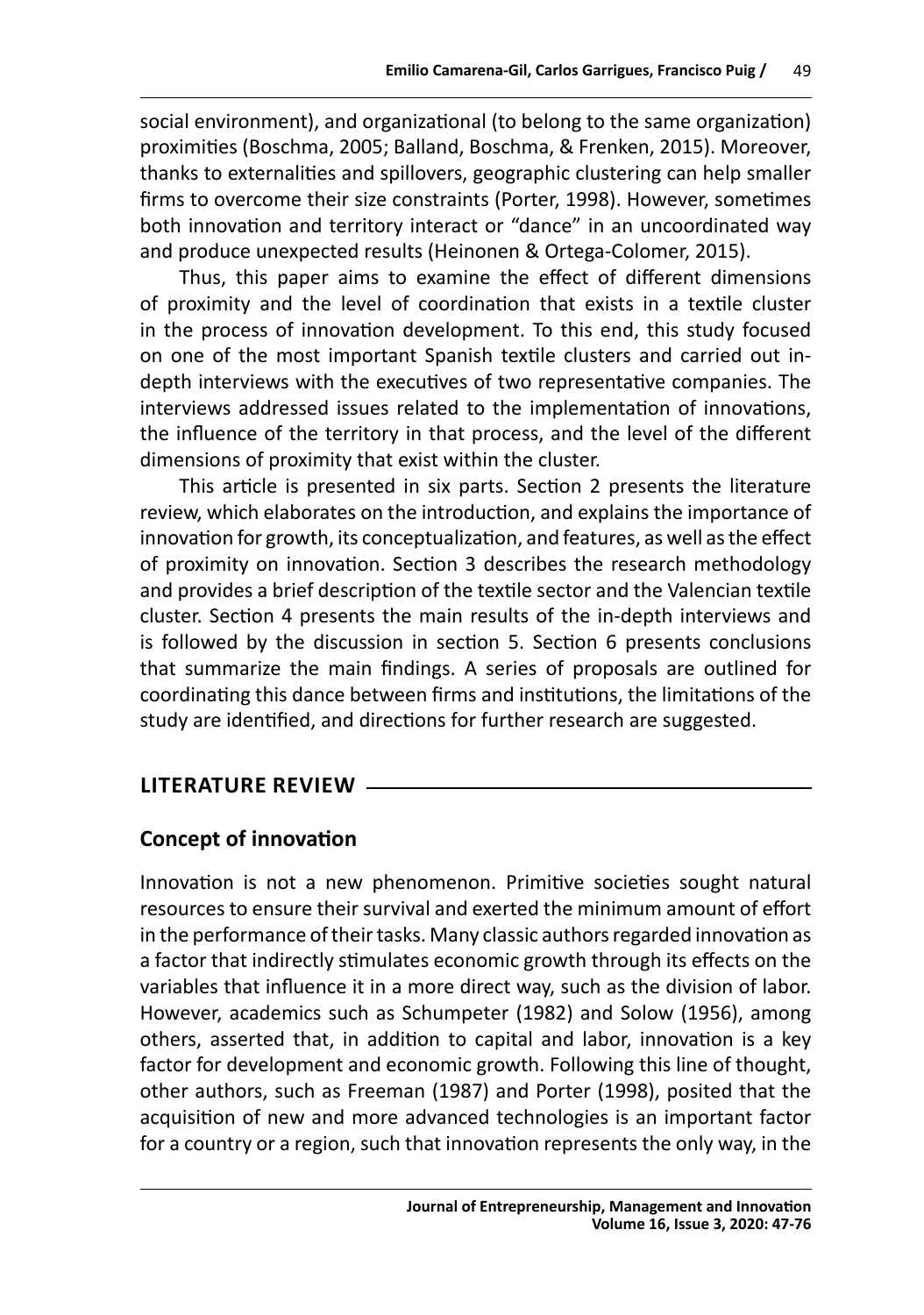social environment), and organizational (to belong to the same organization) proximities (Boschma, 2005; Balland, Boschma, & Frenken, 2015). Moreover, thanks to externalities and spillovers, geographic clustering can help smaller firms to overcome their size constraints (Porter, 1998). However, sometimes both innovation and territory interact or "dance" in an uncoordinated way and produce unexpected results (Heinonen & Ortega-Colomer, 2015).

Thus, this paper aims to examine the effect of different dimensions of proximity and the level of coordination that exists in a textile cluster in the process of innovation development. To this end, this study focused on one of the most important Spanish textile clusters and carried out in-depth interviews with the executives of two representative companies. The interviews addressed issues related to the implementation of innovations, the influence of the territory in that process, and the level of the different dimensions of proximity that exist within the cluster.

This article is presented in six parts. Section 2 presents the literature review, which elaborates on the introduction, and explains the importance of innovation for growth, its conceptualization, and features, as well as the effect of proximity on innovation. Section 3 describes the research methodology and provides a brief description of the textile sector and the Valencian textile cluster. Section 4 presents the main results of the in-depth interviews and is followed by the discussion in section 5. Section 6 presents conclusions that summarize the main findings. A series of proposals are outlined for coordinating this dance between firms and institutions, the limitations of the study are identified, and directions for further research are suggested.

## LITERATURE REVIEW

### Concept of innovation

Innovation is not a new phenomenon. Primitive societies sought natural resources to ensure their survival and exerted the minimum amount of effort in the performance of their tasks. Many classic authors regarded innovation as a factor that indirectly stimulates economic growth through its effects on the variables that influence it in a more direct way, such as the division of labor. However, academics such as Schumpeter (1982) and Solow (1956), among others, asserted that, in addition to capital and labor, innovation is a key factor for development and economic growth. Following this line of thought, other authors, such as Freeman (1987) and Porter (1998), posited that the acquisition of new and more advanced technologies is an important factor for a country or a region, such that innovation represents the only way, in the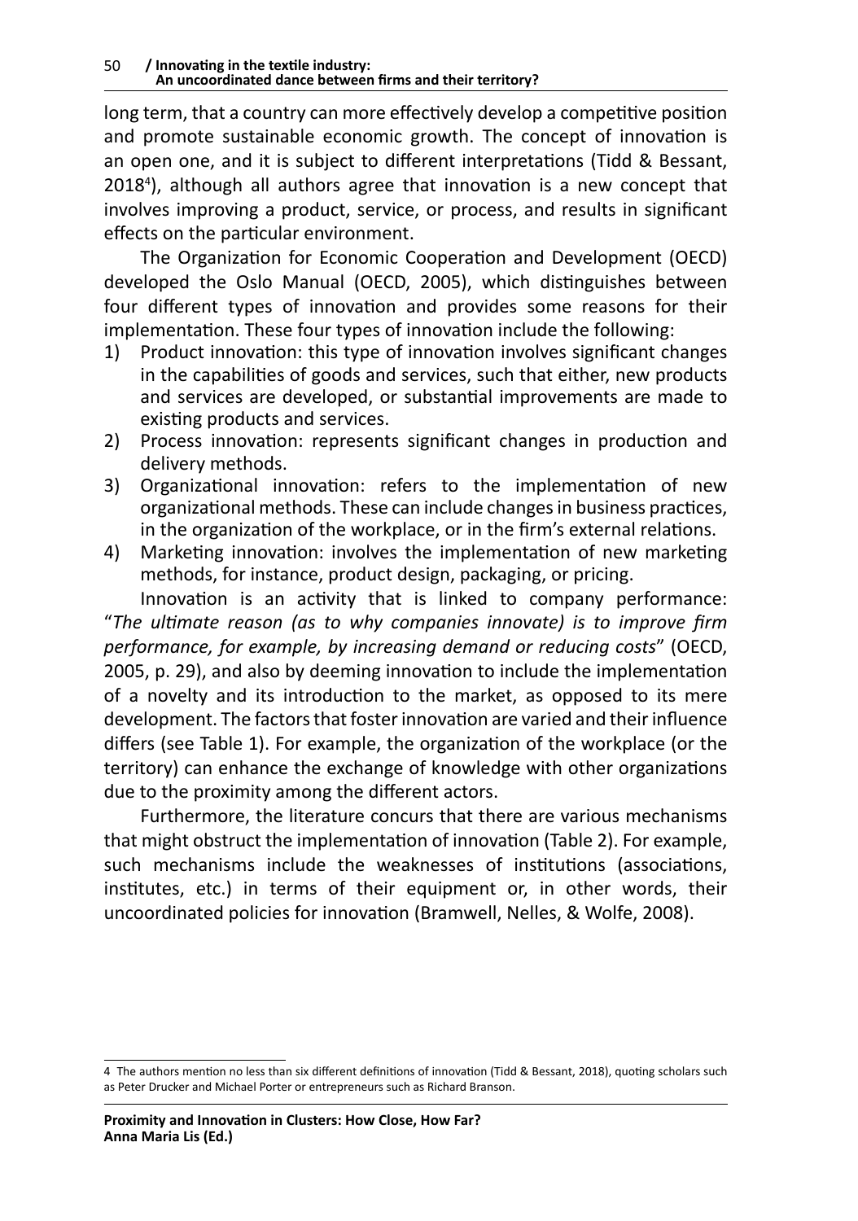long term, that a country can more effectively develop a competitive position and promote sustainable economic growth. The concept of innovation is an open one, and it is subject to different interpretations (Tidd & Bessant, 2018[4]), although all authors agree that innovation is a new concept that involves improving a product, service, or process, and results in significant effects on the particular environment.

The Organization for Economic Cooperation and Development (OECD) developed the Oslo Manual (OECD, 2005), which distinguishes between four different types of innovation and provides some reasons for their implementation. These four types of innovation include the following:

1) Product innovation: this type of innovation involves significant changes in the capabilities of goods and services, such that either, new products and services are developed, or substantial improvements are made to existing products and services.
2) Process innovation: represents significant changes in production and delivery methods.
3) Organizational innovation: refers to the implementation of new organizational methods. These can include changes in business practices, in the organization of the workplace, or in the firm's external relations.
4) Marketing innovation: involves the implementation of new marketing methods, for instance, product design, packaging, or pricing.

Innovation is an activity that is linked to company performance: "*The ultimate reason (as to why companies innovate) is to improve firm performance, for example, by increasing demand or reducing costs*" (OECD, 2005, p. 29), and also by deeming innovation to include the implementation of a novelty and its introduction to the market, as opposed to its mere development. The factors that foster innovation are varied and their influence differs (see Table 1). For example, the organization of the workplace (or the territory) can enhance the exchange of knowledge with other organizations due to the proximity among the different actors.

Furthermore, the literature concurs that there are various mechanisms that might obstruct the implementation of innovation (Table 2). For example, such mechanisms include the weaknesses of institutions (associations, institutes, etc.) in terms of their equipment or, in other words, their uncoordinated policies for innovation (Bramwell, Nelles, & Wolfe, 2008).

---

[4] The authors mention no less than six different definitions of innovation (Tidd & Bessant, 2018), quoting scholars such as Peter Drucker and Michael Porter or entrepreneurs such as Richard Branson.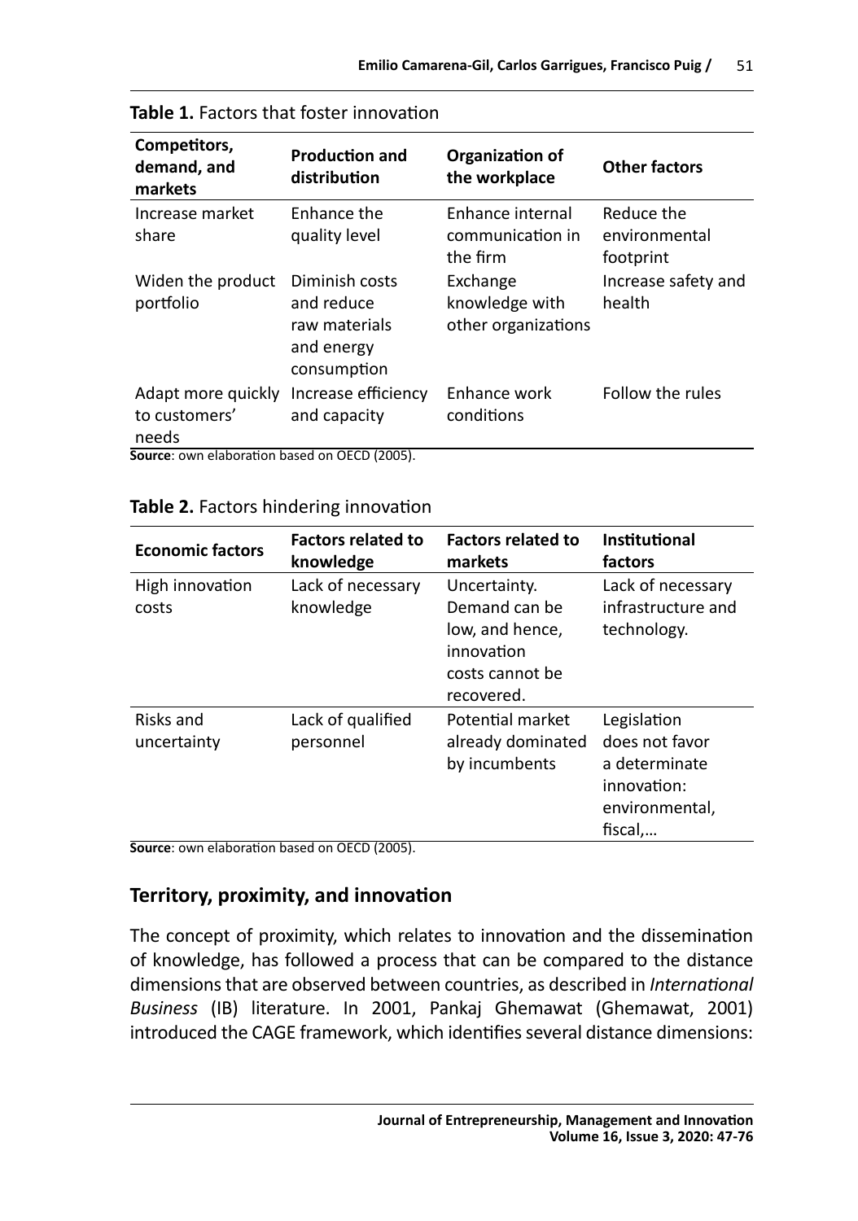**Table 1.** Factors that foster innovation

| Competitors, demand, and markets | Production and distribution | Organization of the workplace | Other factors |
|---|---|---|---|
| Increase market share | Enhance the quality level | Enhance internal communication in the firm | Reduce the environmental footprint |
| Widen the product portfolio | Diminish costs and reduce raw materials and energy consumption | Exchange knowledge with other organizations | Increase safety and health |
| Adapt more quickly to customers' needs | Increase efficiency and capacity | Enhance work conditions | Follow the rules |

**Source**: own elaboration based on OECD (2005).

**Table 2.** Factors hindering innovation

| Economic factors | Factors related to knowledge | Factors related to markets | Institutional factors |
|---|---|---|---|
| High innovation costs | Lack of necessary knowledge | Uncertainty. Demand can be low, and hence, innovation costs cannot be recovered. | Lack of necessary infrastructure and technology. |
| Risks and uncertainty | Lack of qualified personnel | Potential market already dominated by incumbents | Legislation does not favor a determinate innovation: environmental, fiscal,… |

**Source**: own elaboration based on OECD (2005).

## Territory, proximity, and innovation

The concept of proximity, which relates to innovation and the dissemination of knowledge, has followed a process that can be compared to the distance dimensions that are observed between countries, as described in *International Business* (IB) literature. In 2001, Pankaj Ghemawat (Ghemawat, 2001) introduced the CAGE framework, which identifies several distance dimensions: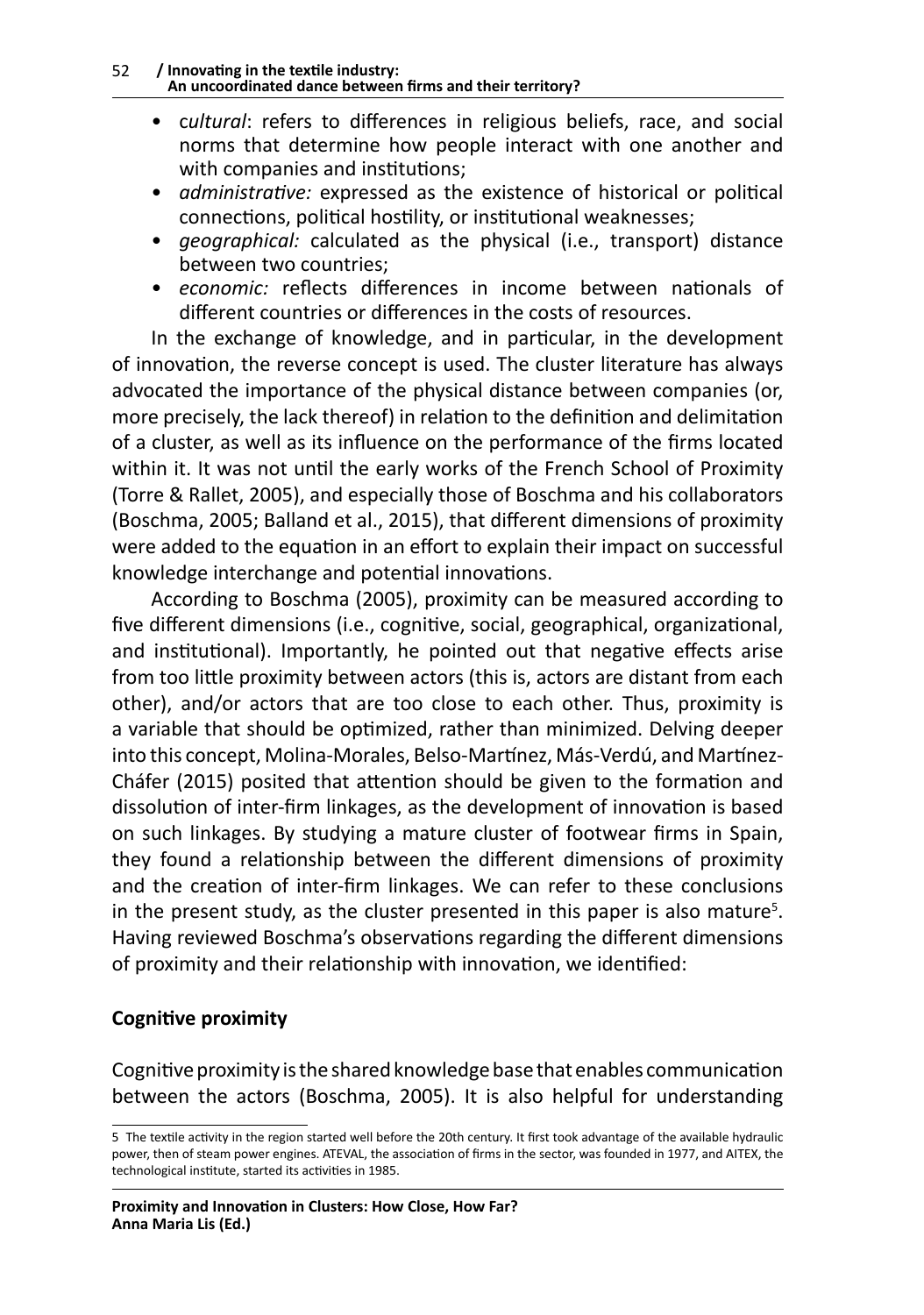- *cultural*: refers to differences in religious beliefs, race, and social norms that determine how people interact with one another and with companies and institutions;
- *administrative:* expressed as the existence of historical or political connections, political hostility, or institutional weaknesses;
- *geographical:* calculated as the physical (i.e., transport) distance between two countries;
- *economic:* reflects differences in income between nationals of different countries or differences in the costs of resources.

In the exchange of knowledge, and in particular, in the development of innovation, the reverse concept is used. The cluster literature has always advocated the importance of the physical distance between companies (or, more precisely, the lack thereof) in relation to the definition and delimitation of a cluster, as well as its influence on the performance of the firms located within it. It was not until the early works of the French School of Proximity (Torre & Rallet, 2005), and especially those of Boschma and his collaborators (Boschma, 2005; Balland et al., 2015), that different dimensions of proximity were added to the equation in an effort to explain their impact on successful knowledge interchange and potential innovations.

According to Boschma (2005), proximity can be measured according to five different dimensions (i.e., cognitive, social, geographical, organizational, and institutional). Importantly, he pointed out that negative effects arise from too little proximity between actors (this is, actors are distant from each other), and/or actors that are too close to each other. Thus, proximity is a variable that should be optimized, rather than minimized. Delving deeper into this concept, Molina-Morales, Belso-Martínez, Más-Verdú, and Martínez-Cháfer (2015) posited that attention should be given to the formation and dissolution of inter-firm linkages, as the development of innovation is based on such linkages. By studying a mature cluster of footwear firms in Spain, they found a relationship between the different dimensions of proximity and the creation of inter-firm linkages. We can refer to these conclusions in the present study, as the cluster presented in this paper is also mature[5]. Having reviewed Boschma's observations regarding the different dimensions of proximity and their relationship with innovation, we identified:

**Cognitive proximity**

Cognitive proximity is the shared knowledge base that enables communication between the actors (Boschma, 2005). It is also helpful for understanding

5 The textile activity in the region started well before the 20th century. It first took advantage of the available hydraulic power, then of steam power engines. ATEVAL, the association of firms in the sector, was founded in 1977, and AITEX, the technological institute, started its activities in 1985.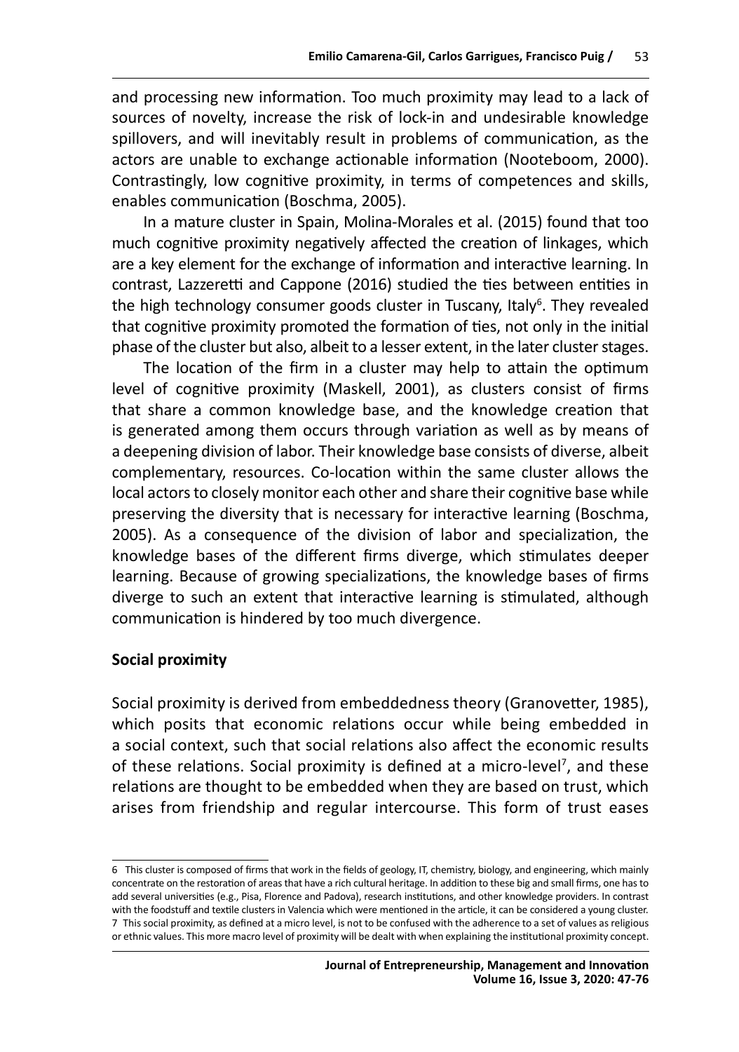and processing new information. Too much proximity may lead to a lack of sources of novelty, increase the risk of lock-in and undesirable knowledge spillovers, and will inevitably result in problems of communication, as the actors are unable to exchange actionable information (Nooteboom, 2000). Contrastingly, low cognitive proximity, in terms of competences and skills, enables communication (Boschma, 2005).

In a mature cluster in Spain, Molina-Morales et al. (2015) found that too much cognitive proximity negatively affected the creation of linkages, which are a key element for the exchange of information and interactive learning. In contrast, Lazzeretti and Cappone (2016) studied the ties between entities in the high technology consumer goods cluster in Tuscany, Italy[6]. They revealed that cognitive proximity promoted the formation of ties, not only in the initial phase of the cluster but also, albeit to a lesser extent, in the later cluster stages.

The location of the firm in a cluster may help to attain the optimum level of cognitive proximity (Maskell, 2001), as clusters consist of firms that share a common knowledge base, and the knowledge creation that is generated among them occurs through variation as well as by means of a deepening division of labor. Their knowledge base consists of diverse, albeit complementary, resources. Co-location within the same cluster allows the local actors to closely monitor each other and share their cognitive base while preserving the diversity that is necessary for interactive learning (Boschma, 2005). As a consequence of the division of labor and specialization, the knowledge bases of the different firms diverge, which stimulates deeper learning. Because of growing specializations, the knowledge bases of firms diverge to such an extent that interactive learning is stimulated, although communication is hindered by too much divergence.

## Social proximity

Social proximity is derived from embeddedness theory (Granovetter, 1985), which posits that economic relations occur while being embedded in a social context, such that social relations also affect the economic results of these relations. Social proximity is defined at a micro-level[7], and these relations are thought to be embedded when they are based on trust, which arises from friendship and regular intercourse. This form of trust eases

---

6 This cluster is composed of firms that work in the fields of geology, IT, chemistry, biology, and engineering, which mainly concentrate on the restoration of areas that have a rich cultural heritage. In addition to these big and small firms, one has to add several universities (e.g., Pisa, Florence and Padova), research institutions, and other knowledge providers. In contrast with the foodstuff and textile clusters in Valencia which were mentioned in the article, it can be considered a young cluster.

7 This social proximity, as defined at a micro level, is not to be confused with the adherence to a set of values as religious or ethnic values. This more macro level of proximity will be dealt with when explaining the institutional proximity concept.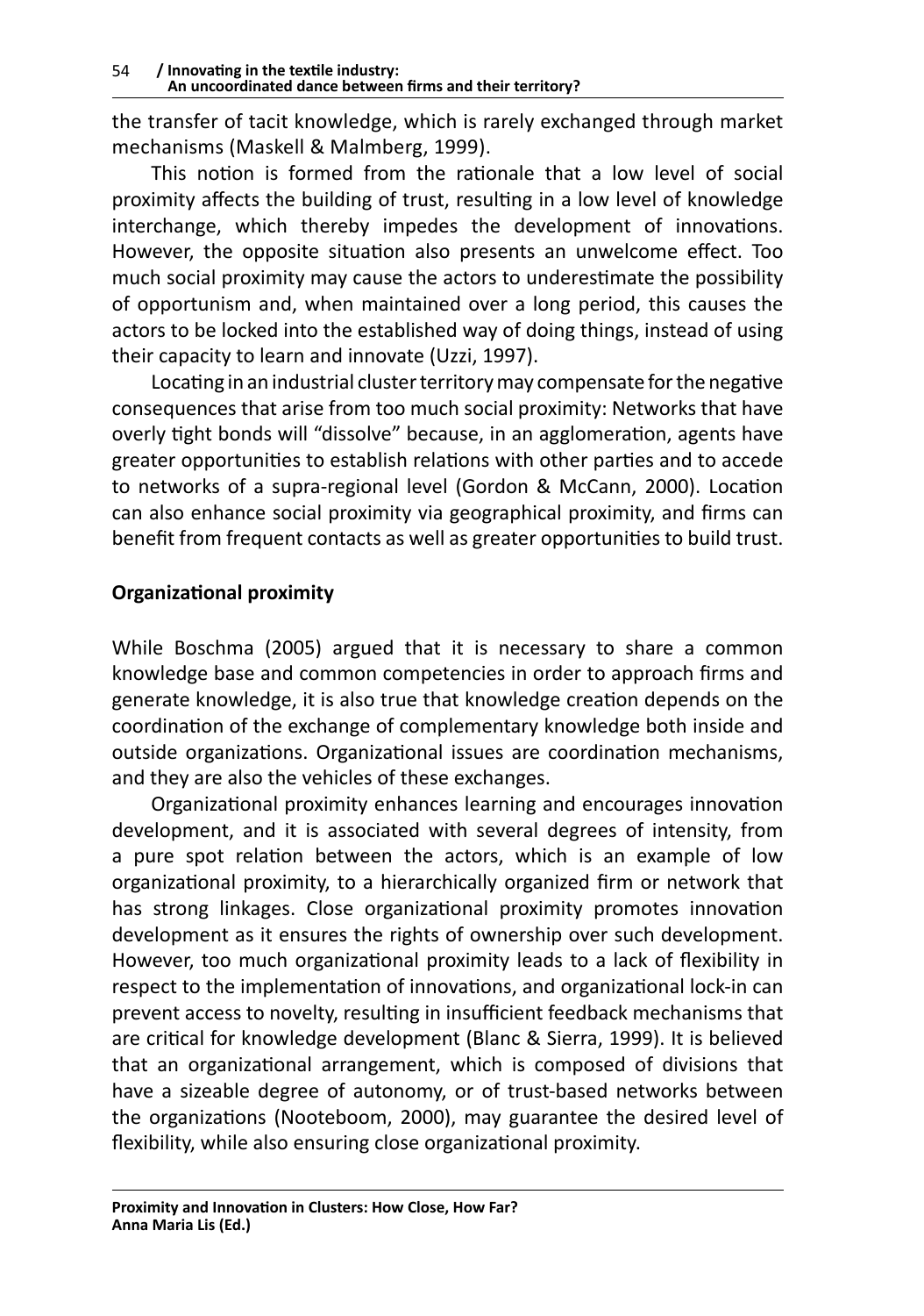the transfer of tacit knowledge, which is rarely exchanged through market mechanisms (Maskell & Malmberg, 1999).

This notion is formed from the rationale that a low level of social proximity affects the building of trust, resulting in a low level of knowledge interchange, which thereby impedes the development of innovations. However, the opposite situation also presents an unwelcome effect. Too much social proximity may cause the actors to underestimate the possibility of opportunism and, when maintained over a long period, this causes the actors to be locked into the established way of doing things, instead of using their capacity to learn and innovate (Uzzi, 1997).

Locating in an industrial cluster territory may compensate for the negative consequences that arise from too much social proximity: Networks that have overly tight bonds will "dissolve" because, in an agglomeration, agents have greater opportunities to establish relations with other parties and to accede to networks of a supra-regional level (Gordon & McCann, 2000). Location can also enhance social proximity via geographical proximity, and firms can benefit from frequent contacts as well as greater opportunities to build trust.

## Organizational proximity

While Boschma (2005) argued that it is necessary to share a common knowledge base and common competencies in order to approach firms and generate knowledge, it is also true that knowledge creation depends on the coordination of the exchange of complementary knowledge both inside and outside organizations. Organizational issues are coordination mechanisms, and they are also the vehicles of these exchanges.

Organizational proximity enhances learning and encourages innovation development, and it is associated with several degrees of intensity, from a pure spot relation between the actors, which is an example of low organizational proximity, to a hierarchically organized firm or network that has strong linkages. Close organizational proximity promotes innovation development as it ensures the rights of ownership over such development. However, too much organizational proximity leads to a lack of flexibility in respect to the implementation of innovations, and organizational lock-in can prevent access to novelty, resulting in insufficient feedback mechanisms that are critical for knowledge development (Blanc & Sierra, 1999). It is believed that an organizational arrangement, which is composed of divisions that have a sizeable degree of autonomy, or of trust-based networks between the organizations (Nooteboom, 2000), may guarantee the desired level of flexibility, while also ensuring close organizational proximity.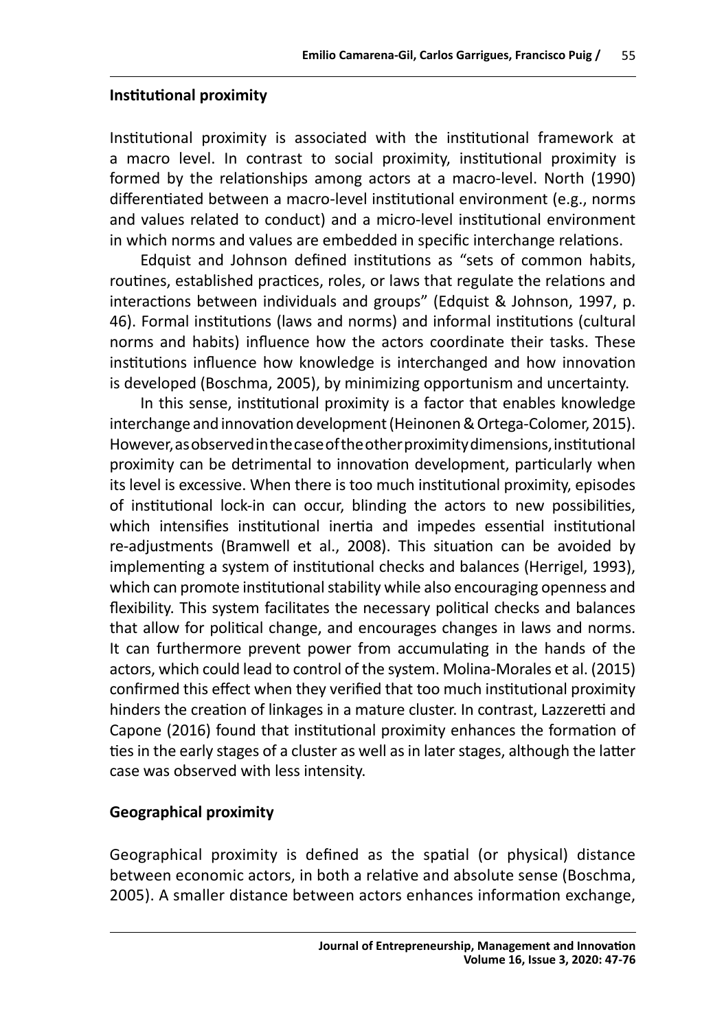### Institutional proximity

Institutional proximity is associated with the institutional framework at a macro level. In contrast to social proximity, institutional proximity is formed by the relationships among actors at a macro-level. North (1990) differentiated between a macro-level institutional environment (e.g., norms and values related to conduct) and a micro-level institutional environment in which norms and values are embedded in specific interchange relations.

Edquist and Johnson defined institutions as "sets of common habits, routines, established practices, roles, or laws that regulate the relations and interactions between individuals and groups" (Edquist & Johnson, 1997, p. 46). Formal institutions (laws and norms) and informal institutions (cultural norms and habits) influence how the actors coordinate their tasks. These institutions influence how knowledge is interchanged and how innovation is developed (Boschma, 2005), by minimizing opportunism and uncertainty.

In this sense, institutional proximity is a factor that enables knowledge interchange and innovation development (Heinonen & Ortega-Colomer, 2015). However, as observed in the case of the other proximity dimensions, institutional proximity can be detrimental to innovation development, particularly when its level is excessive. When there is too much institutional proximity, episodes of institutional lock-in can occur, blinding the actors to new possibilities, which intensifies institutional inertia and impedes essential institutional re-adjustments (Bramwell et al., 2008). This situation can be avoided by implementing a system of institutional checks and balances (Herrigel, 1993), which can promote institutional stability while also encouraging openness and flexibility. This system facilitates the necessary political checks and balances that allow for political change, and encourages changes in laws and norms. It can furthermore prevent power from accumulating in the hands of the actors, which could lead to control of the system. Molina-Morales et al. (2015) confirmed this effect when they verified that too much institutional proximity hinders the creation of linkages in a mature cluster. In contrast, Lazzeretti and Capone (2016) found that institutional proximity enhances the formation of ties in the early stages of a cluster as well as in later stages, although the latter case was observed with less intensity.

### Geographical proximity

Geographical proximity is defined as the spatial (or physical) distance between economic actors, in both a relative and absolute sense (Boschma, 2005). A smaller distance between actors enhances information exchange,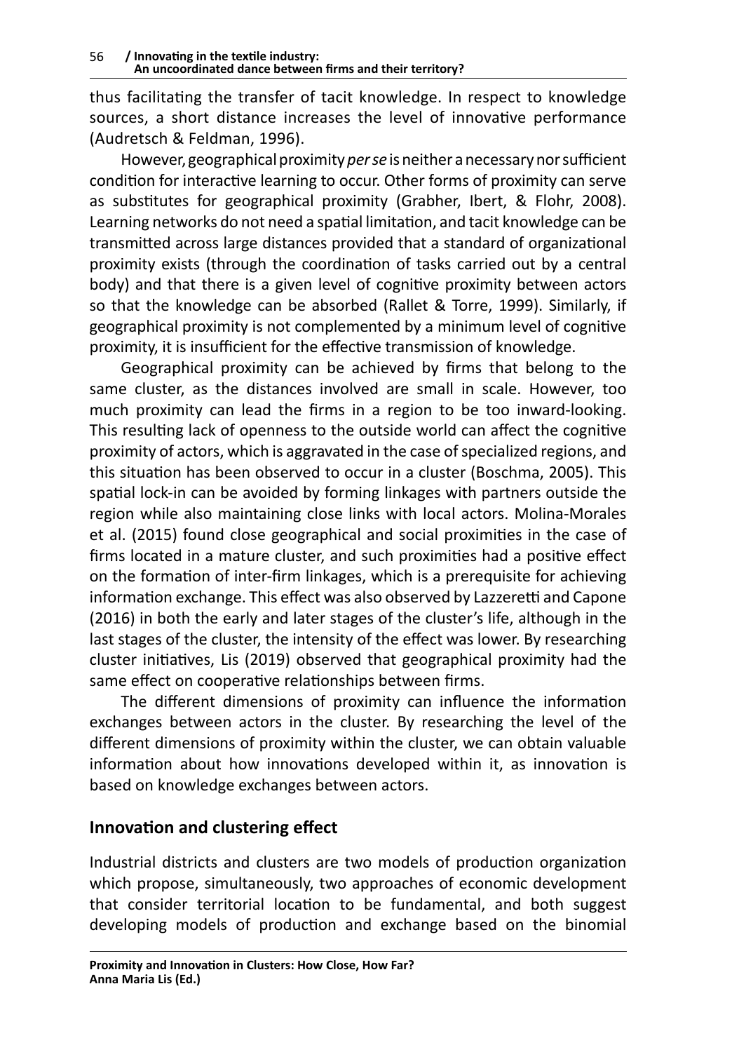thus facilitating the transfer of tacit knowledge. In respect to knowledge sources, a short distance increases the level of innovative performance (Audretsch & Feldman, 1996).

However, geographical proximity *per se* is neither a necessary nor sufficient condition for interactive learning to occur. Other forms of proximity can serve as substitutes for geographical proximity (Grabher, Ibert, & Flohr, 2008). Learning networks do not need a spatial limitation, and tacit knowledge can be transmitted across large distances provided that a standard of organizational proximity exists (through the coordination of tasks carried out by a central body) and that there is a given level of cognitive proximity between actors so that the knowledge can be absorbed (Rallet & Torre, 1999). Similarly, if geographical proximity is not complemented by a minimum level of cognitive proximity, it is insufficient for the effective transmission of knowledge.

Geographical proximity can be achieved by firms that belong to the same cluster, as the distances involved are small in scale. However, too much proximity can lead the firms in a region to be too inward-looking. This resulting lack of openness to the outside world can affect the cognitive proximity of actors, which is aggravated in the case of specialized regions, and this situation has been observed to occur in a cluster (Boschma, 2005). This spatial lock-in can be avoided by forming linkages with partners outside the region while also maintaining close links with local actors. Molina-Morales et al. (2015) found close geographical and social proximities in the case of firms located in a mature cluster, and such proximities had a positive effect on the formation of inter-firm linkages, which is a prerequisite for achieving information exchange. This effect was also observed by Lazzeretti and Capone (2016) in both the early and later stages of the cluster's life, although in the last stages of the cluster, the intensity of the effect was lower. By researching cluster initiatives, Lis (2019) observed that geographical proximity had the same effect on cooperative relationships between firms.

The different dimensions of proximity can influence the information exchanges between actors in the cluster. By researching the level of the different dimensions of proximity within the cluster, we can obtain valuable information about how innovations developed within it, as innovation is based on knowledge exchanges between actors.

## Innovation and clustering effect

Industrial districts and clusters are two models of production organization which propose, simultaneously, two approaches of economic development that consider territorial location to be fundamental, and both suggest developing models of production and exchange based on the binomial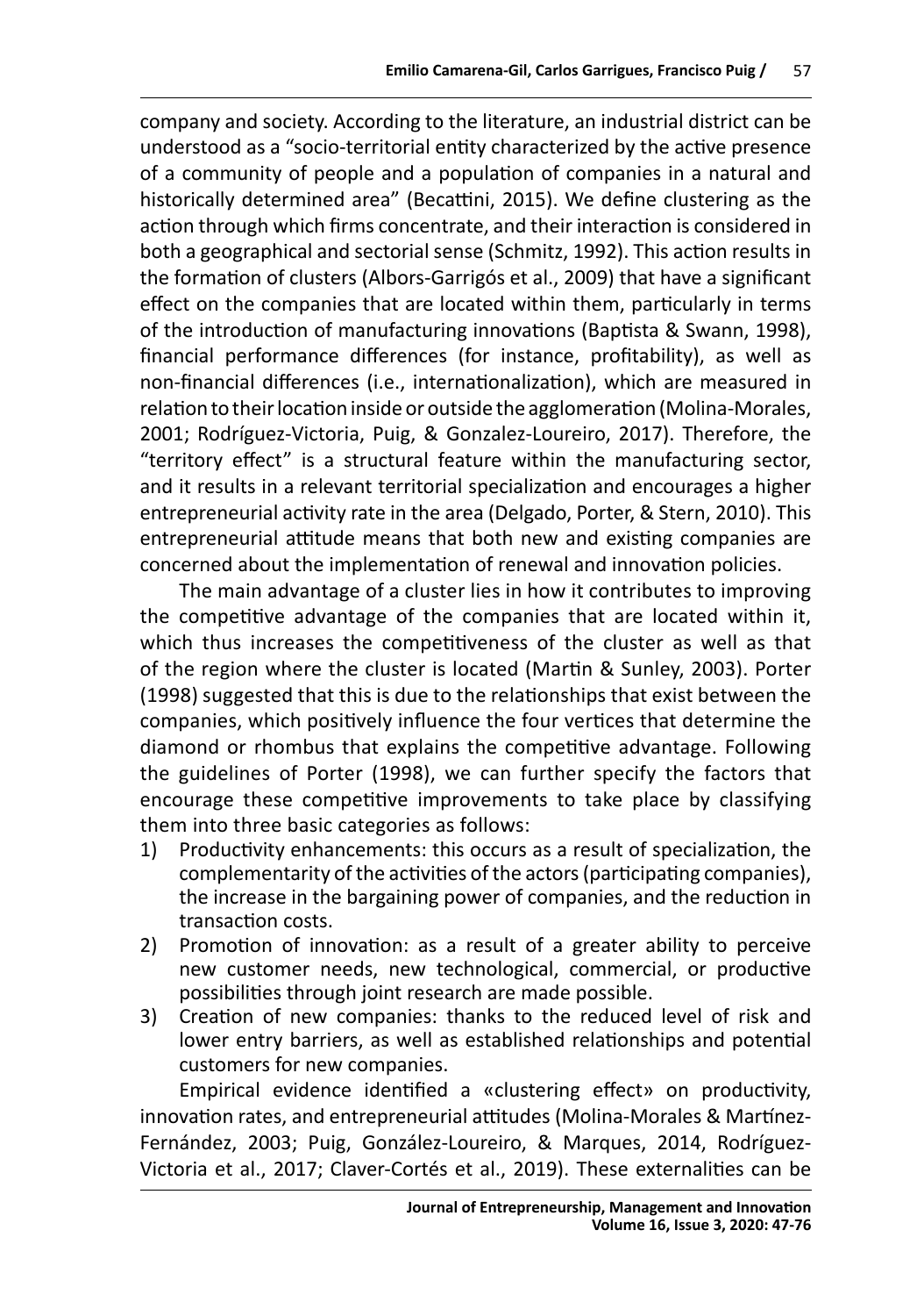company and society. According to the literature, an industrial district can be understood as a "socio-territorial entity characterized by the active presence of a community of people and a population of companies in a natural and historically determined area" (Becattini, 2015). We define clustering as the action through which firms concentrate, and their interaction is considered in both a geographical and sectorial sense (Schmitz, 1992). This action results in the formation of clusters (Albors-Garrigós et al., 2009) that have a significant effect on the companies that are located within them, particularly in terms of the introduction of manufacturing innovations (Baptista & Swann, 1998), financial performance differences (for instance, profitability), as well as non-financial differences (i.e., internationalization), which are measured in relation to their location inside or outside the agglomeration (Molina-Morales, 2001; Rodríguez-Victoria, Puig, & Gonzalez-Loureiro, 2017). Therefore, the "territory effect" is a structural feature within the manufacturing sector, and it results in a relevant territorial specialization and encourages a higher entrepreneurial activity rate in the area (Delgado, Porter, & Stern, 2010). This entrepreneurial attitude means that both new and existing companies are concerned about the implementation of renewal and innovation policies.

The main advantage of a cluster lies in how it contributes to improving the competitive advantage of the companies that are located within it, which thus increases the competitiveness of the cluster as well as that of the region where the cluster is located (Martin & Sunley, 2003). Porter (1998) suggested that this is due to the relationships that exist between the companies, which positively influence the four vertices that determine the diamond or rhombus that explains the competitive advantage. Following the guidelines of Porter (1998), we can further specify the factors that encourage these competitive improvements to take place by classifying them into three basic categories as follows:

1) Productivity enhancements: this occurs as a result of specialization, the complementarity of the activities of the actors (participating companies), the increase in the bargaining power of companies, and the reduction in transaction costs.
2) Promotion of innovation: as a result of a greater ability to perceive new customer needs, new technological, commercial, or productive possibilities through joint research are made possible.
3) Creation of new companies: thanks to the reduced level of risk and lower entry barriers, as well as established relationships and potential customers for new companies.

Empirical evidence identified a «clustering effect» on productivity, innovation rates, and entrepreneurial attitudes (Molina-Morales & Martínez-Fernández, 2003; Puig, González-Loureiro, & Marques, 2014, Rodríguez-Victoria et al., 2017; Claver-Cortés et al., 2019). These externalities can be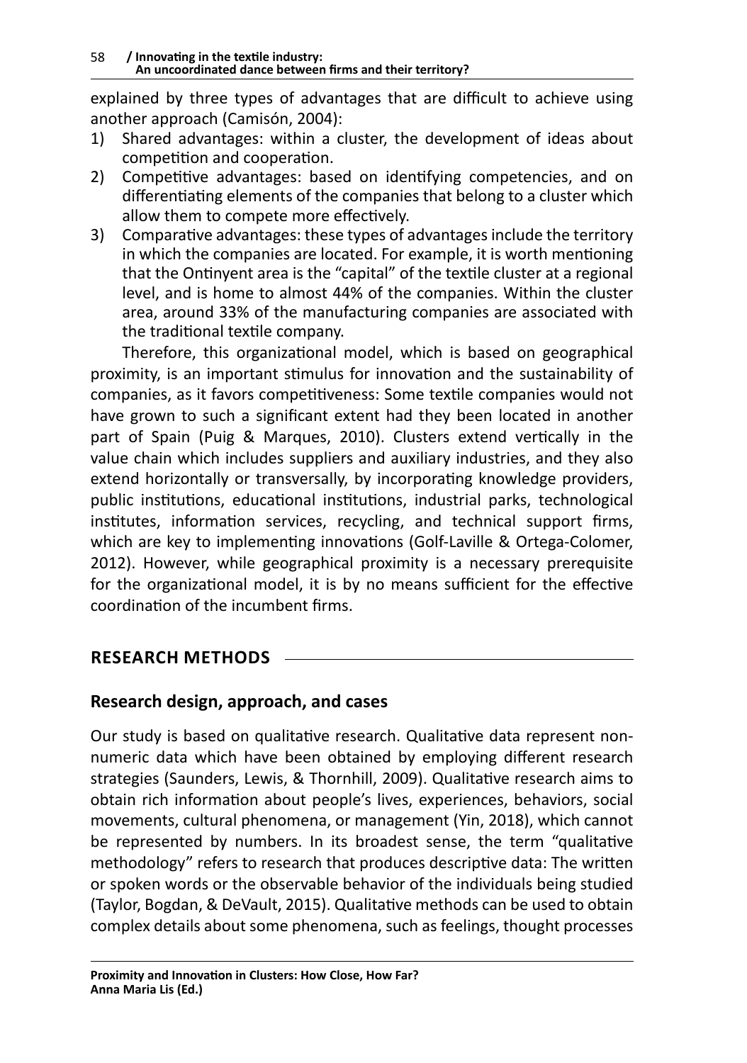explained by three types of advantages that are difficult to achieve using another approach (Camisón, 2004):

1) Shared advantages: within a cluster, the development of ideas about competition and cooperation.
2) Competitive advantages: based on identifying competencies, and on differentiating elements of the companies that belong to a cluster which allow them to compete more effectively.
3) Comparative advantages: these types of advantages include the territory in which the companies are located. For example, it is worth mentioning that the Ontinyent area is the "capital" of the textile cluster at a regional level, and is home to almost 44% of the companies. Within the cluster area, around 33% of the manufacturing companies are associated with the traditional textile company.

Therefore, this organizational model, which is based on geographical proximity, is an important stimulus for innovation and the sustainability of companies, as it favors competitiveness: Some textile companies would not have grown to such a significant extent had they been located in another part of Spain (Puig & Marques, 2010). Clusters extend vertically in the value chain which includes suppliers and auxiliary industries, and they also extend horizontally or transversally, by incorporating knowledge providers, public institutions, educational institutions, industrial parks, technological institutes, information services, recycling, and technical support firms, which are key to implementing innovations (Golf-Laville & Ortega-Colomer, 2012). However, while geographical proximity is a necessary prerequisite for the organizational model, it is by no means sufficient for the effective coordination of the incumbent firms.

## RESEARCH METHODS

### Research design, approach, and cases

Our study is based on qualitative research. Qualitative data represent non-numeric data which have been obtained by employing different research strategies (Saunders, Lewis, & Thornhill, 2009). Qualitative research aims to obtain rich information about people's lives, experiences, behaviors, social movements, cultural phenomena, or management (Yin, 2018), which cannot be represented by numbers. In its broadest sense, the term "qualitative methodology" refers to research that produces descriptive data: The written or spoken words or the observable behavior of the individuals being studied (Taylor, Bogdan, & DeVault, 2015). Qualitative methods can be used to obtain complex details about some phenomena, such as feelings, thought processes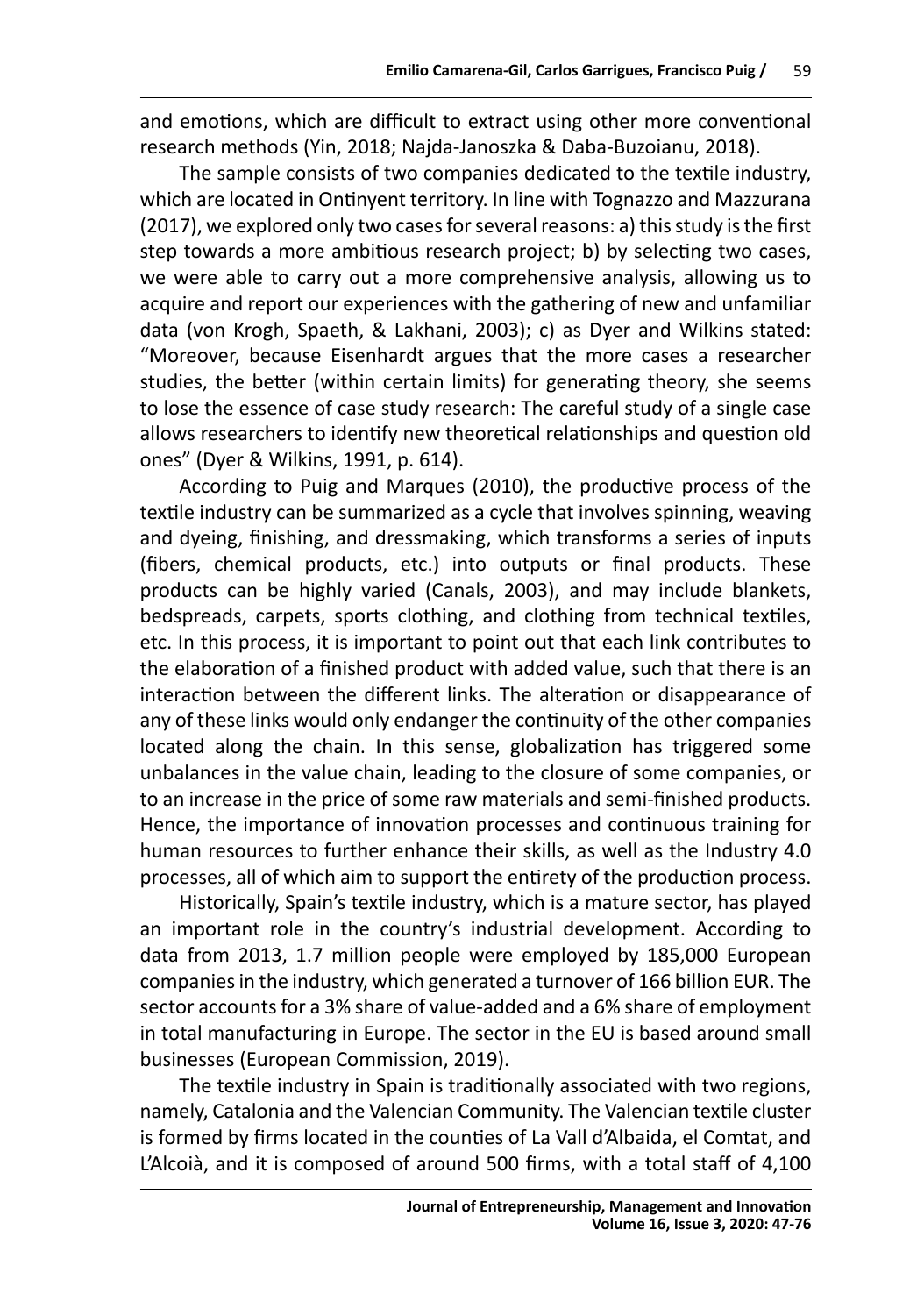and emotions, which are difficult to extract using other more conventional research methods (Yin, 2018; Najda-Janoszka & Daba-Buzoianu, 2018).

The sample consists of two companies dedicated to the textile industry, which are located in Ontinyent territory. In line with Tognazzo and Mazzurana (2017), we explored only two cases for several reasons: a) this study is the first step towards a more ambitious research project; b) by selecting two cases, we were able to carry out a more comprehensive analysis, allowing us to acquire and report our experiences with the gathering of new and unfamiliar data (von Krogh, Spaeth, & Lakhani, 2003); c) as Dyer and Wilkins stated: "Moreover, because Eisenhardt argues that the more cases a researcher studies, the better (within certain limits) for generating theory, she seems to lose the essence of case study research: The careful study of a single case allows researchers to identify new theoretical relationships and question old ones" (Dyer & Wilkins, 1991, p. 614).

According to Puig and Marques (2010), the productive process of the textile industry can be summarized as a cycle that involves spinning, weaving and dyeing, finishing, and dressmaking, which transforms a series of inputs (fibers, chemical products, etc.) into outputs or final products. These products can be highly varied (Canals, 2003), and may include blankets, bedspreads, carpets, sports clothing, and clothing from technical textiles, etc. In this process, it is important to point out that each link contributes to the elaboration of a finished product with added value, such that there is an interaction between the different links. The alteration or disappearance of any of these links would only endanger the continuity of the other companies located along the chain. In this sense, globalization has triggered some unbalances in the value chain, leading to the closure of some companies, or to an increase in the price of some raw materials and semi-finished products. Hence, the importance of innovation processes and continuous training for human resources to further enhance their skills, as well as the Industry 4.0 processes, all of which aim to support the entirety of the production process.

Historically, Spain's textile industry, which is a mature sector, has played an important role in the country's industrial development. According to data from 2013, 1.7 million people were employed by 185,000 European companies in the industry, which generated a turnover of 166 billion EUR. The sector accounts for a 3% share of value-added and a 6% share of employment in total manufacturing in Europe. The sector in the EU is based around small businesses (European Commission, 2019).

The textile industry in Spain is traditionally associated with two regions, namely, Catalonia and the Valencian Community. The Valencian textile cluster is formed by firms located in the counties of La Vall d'Albaida, el Comtat, and L'Alcoià, and it is composed of around 500 firms, with a total staff of 4,100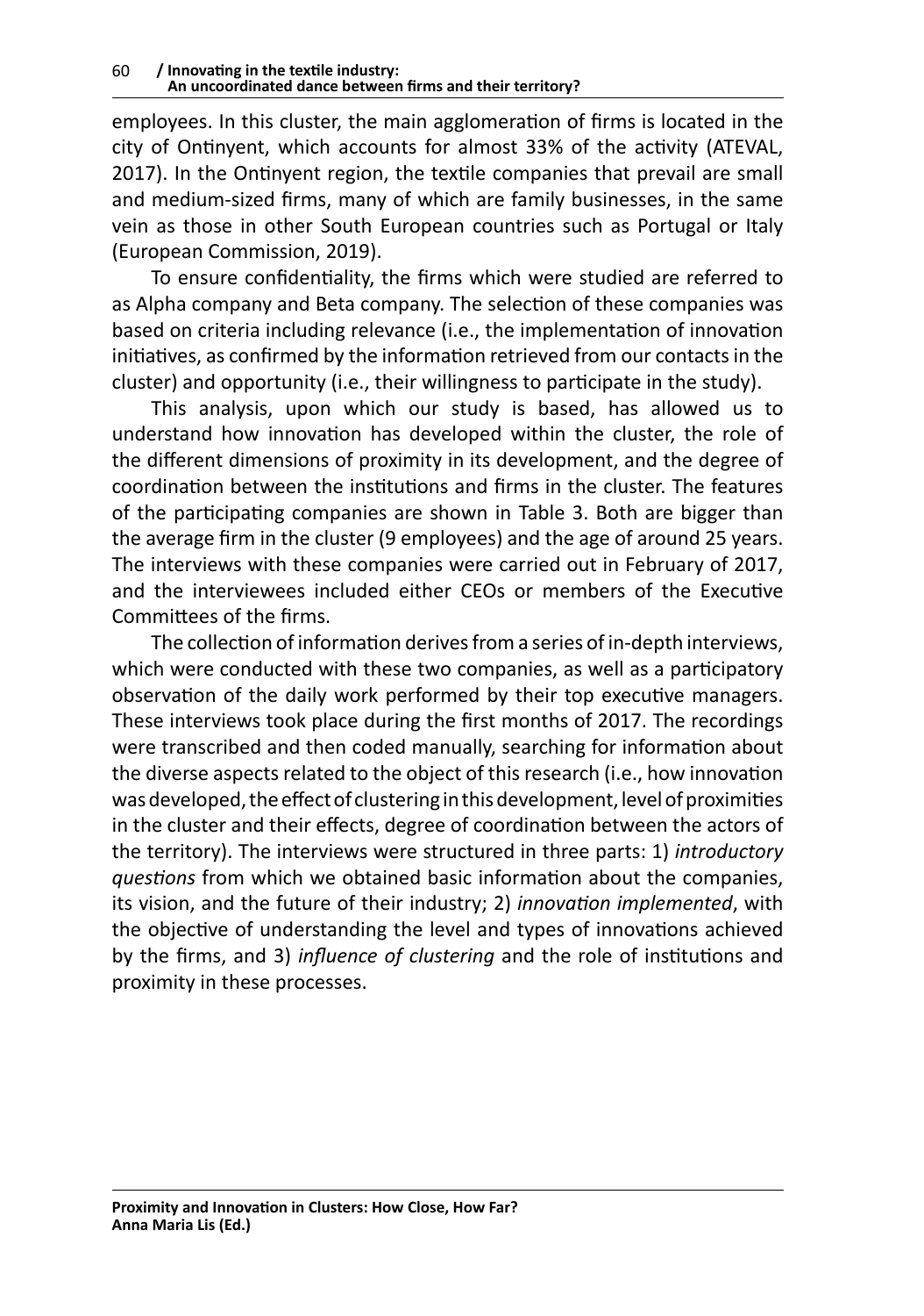employees. In this cluster, the main agglomeration of firms is located in the city of Ontinyent, which accounts for almost 33% of the activity (ATEVAL, 2017). In the Ontinyent region, the textile companies that prevail are small and medium-sized firms, many of which are family businesses, in the same vein as those in other South European countries such as Portugal or Italy (European Commission, 2019).

To ensure confidentiality, the firms which were studied are referred to as Alpha company and Beta company. The selection of these companies was based on criteria including relevance (i.e., the implementation of innovation initiatives, as confirmed by the information retrieved from our contacts in the cluster) and opportunity (i.e., their willingness to participate in the study).

This analysis, upon which our study is based, has allowed us to understand how innovation has developed within the cluster, the role of the different dimensions of proximity in its development, and the degree of coordination between the institutions and firms in the cluster. The features of the participating companies are shown in Table 3. Both are bigger than the average firm in the cluster (9 employees) and the age of around 25 years. The interviews with these companies were carried out in February of 2017, and the interviewees included either CEOs or members of the Executive Committees of the firms.

The collection of information derives from a series of in-depth interviews, which were conducted with these two companies, as well as a participatory observation of the daily work performed by their top executive managers. These interviews took place during the first months of 2017. The recordings were transcribed and then coded manually, searching for information about the diverse aspects related to the object of this research (i.e., how innovation was developed, the effect of clustering in this development, level of proximities in the cluster and their effects, degree of coordination between the actors of the territory). The interviews were structured in three parts: 1) *introductory questions* from which we obtained basic information about the companies, its vision, and the future of their industry; 2) *innovation implemented*, with the objective of understanding the level and types of innovations achieved by the firms, and 3) *influence of clustering* and the role of institutions and proximity in these processes.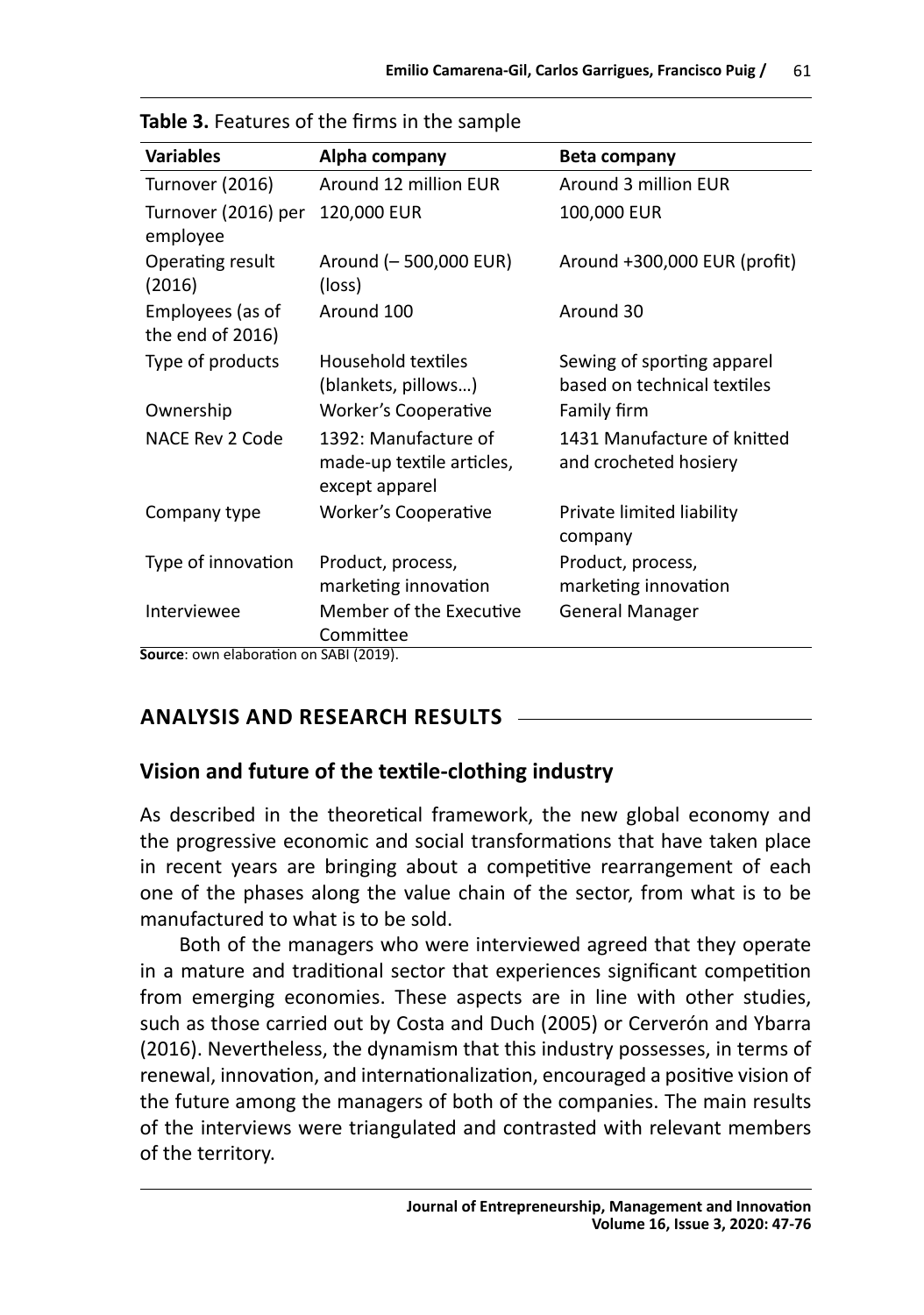**Table 3.** Features of the firms in the sample

| Variables | Alpha company | Beta company |
|---|---|---|
| Turnover (2016) | Around 12 million EUR | Around 3 million EUR |
| Turnover (2016) per employee | 120,000 EUR | 100,000 EUR |
| Operating result (2016) | Around (– 500,000 EUR) (loss) | Around +300,000 EUR (profit) |
| Employees (as of the end of 2016) | Around 100 | Around 30 |
| Type of products | Household textiles (blankets, pillows…) | Sewing of sporting apparel based on technical textiles |
| Ownership | Worker's Cooperative | Family firm |
| NACE Rev 2 Code | 1392: Manufacture of made-up textile articles, except apparel | 1431 Manufacture of knitted and crocheted hosiery |
| Company type | Worker's Cooperative | Private limited liability company |
| Type of innovation | Product, process, marketing innovation | Product, process, marketing innovation |
| Interviewee | Member of the Executive Committee | General Manager |

**Source**: own elaboration on SABI (2019).

## ANALYSIS AND RESEARCH RESULTS

### Vision and future of the textile-clothing industry

As described in the theoretical framework, the new global economy and the progressive economic and social transformations that have taken place in recent years are bringing about a competitive rearrangement of each one of the phases along the value chain of the sector, from what is to be manufactured to what is to be sold.

Both of the managers who were interviewed agreed that they operate in a mature and traditional sector that experiences significant competition from emerging economies. These aspects are in line with other studies, such as those carried out by Costa and Duch (2005) or Cerverón and Ybarra (2016). Nevertheless, the dynamism that this industry possesses, in terms of renewal, innovation, and internationalization, encouraged a positive vision of the future among the managers of both of the companies. The main results of the interviews were triangulated and contrasted with relevant members of the territory.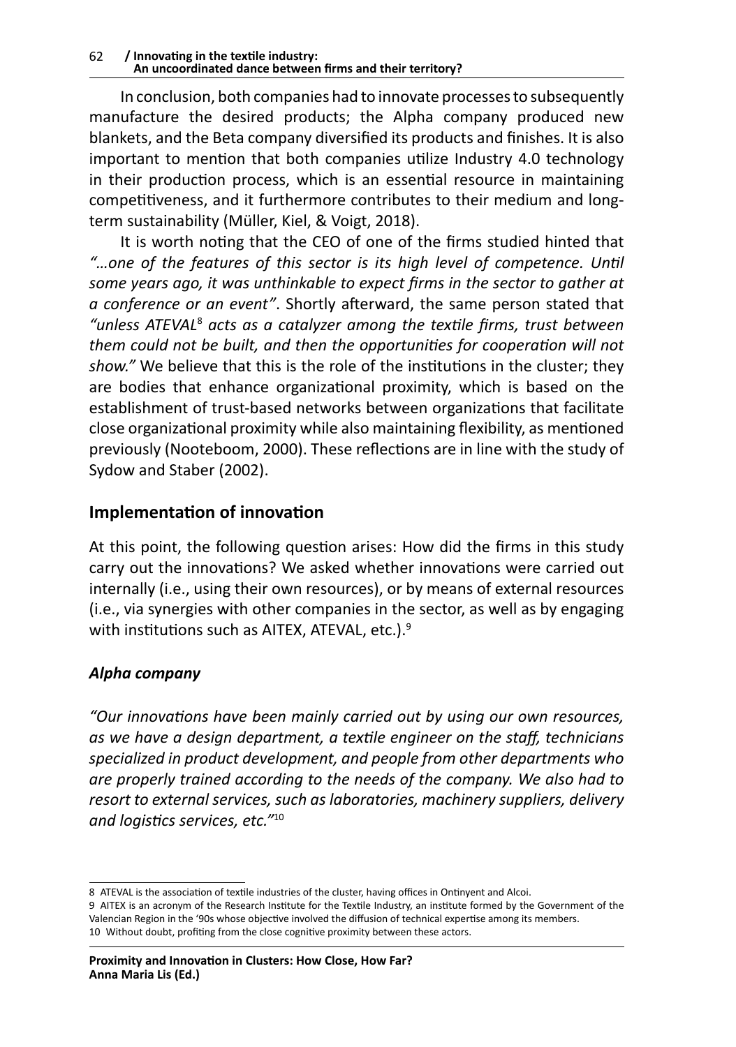In conclusion, both companies had to innovate processes to subsequently manufacture the desired products; the Alpha company produced new blankets, and the Beta company diversified its products and finishes. It is also important to mention that both companies utilize Industry 4.0 technology in their production process, which is an essential resource in maintaining competitiveness, and it furthermore contributes to their medium and long-term sustainability (Müller, Kiel, & Voigt, 2018).

It is worth noting that the CEO of one of the firms studied hinted that *"…one of the features of this sector is its high level of competence. Until some years ago, it was unthinkable to expect firms in the sector to gather at a conference or an event"*. Shortly afterward, the same person stated that *"unless ATEVAL*[8] *acts as a catalyzer among the textile firms, trust between them could not be built, and then the opportunities for cooperation will not show."* We believe that this is the role of the institutions in the cluster; they are bodies that enhance organizational proximity, which is based on the establishment of trust-based networks between organizations that facilitate close organizational proximity while also maintaining flexibility, as mentioned previously (Nooteboom, 2000). These reflections are in line with the study of Sydow and Staber (2002).

## Implementation of innovation

At this point, the following question arises: How did the firms in this study carry out the innovations? We asked whether innovations were carried out internally (i.e., using their own resources), or by means of external resources (i.e., via synergies with other companies in the sector, as well as by engaging with institutions such as AITEX, ATEVAL, etc.).[9]

### *Alpha company*

*"Our innovations have been mainly carried out by using our own resources, as we have a design department, a textile engineer on the staff, technicians specialized in product development, and people from other departments who are properly trained according to the needs of the company. We also had to resort to external services, such as laboratories, machinery suppliers, delivery and logistics services, etc."*[10]

---

8 ATEVAL is the association of textile industries of the cluster, having offices in Ontinyent and Alcoi.

9 AITEX is an acronym of the Research Institute for the Textile Industry, an institute formed by the Government of the Valencian Region in the '90s whose objective involved the diffusion of technical expertise among its members.

10 Without doubt, profiting from the close cognitive proximity between these actors.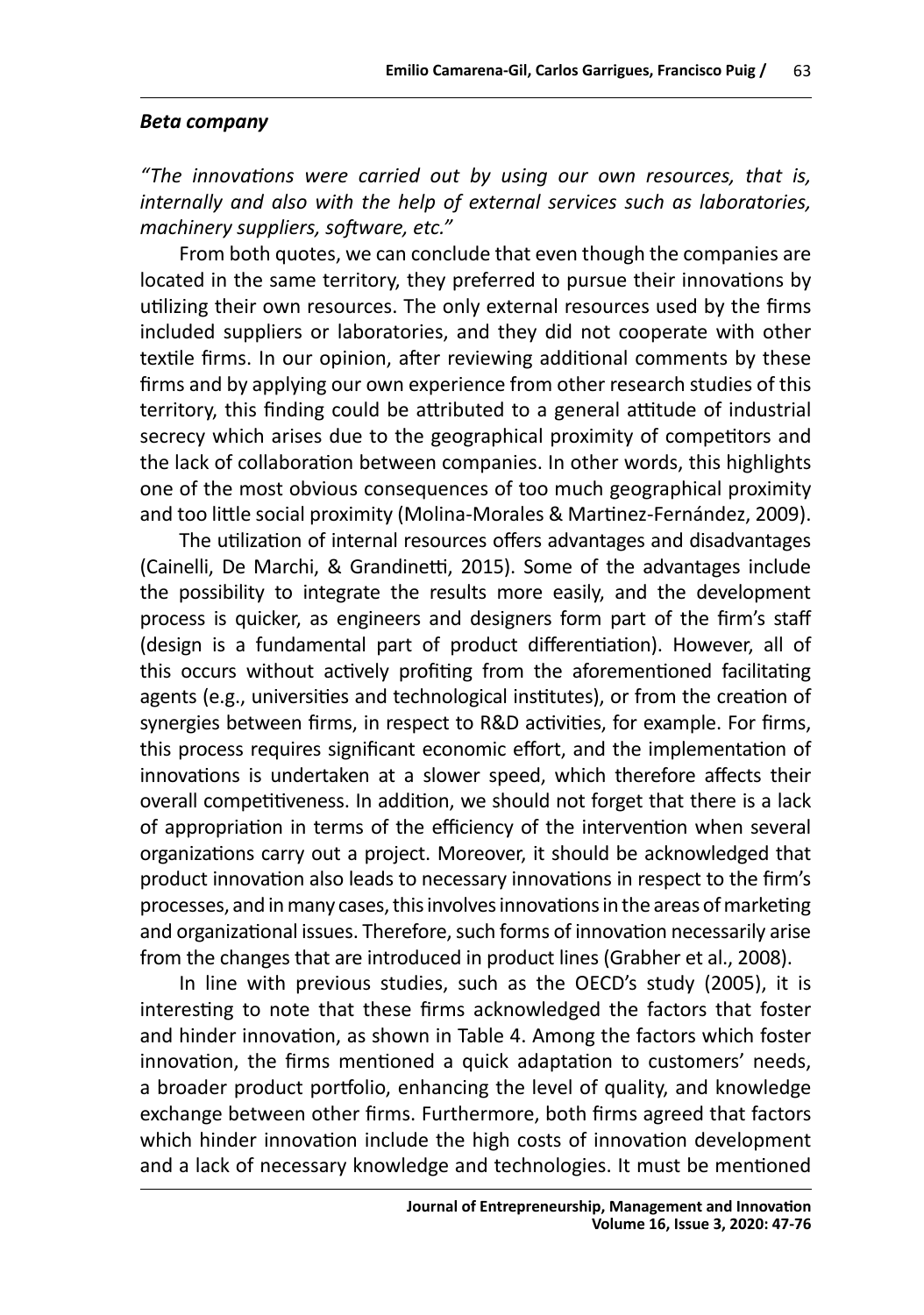***Beta company***

*"The innovations were carried out by using our own resources, that is, internally and also with the help of external services such as laboratories, machinery suppliers, software, etc."*

From both quotes, we can conclude that even though the companies are located in the same territory, they preferred to pursue their innovations by utilizing their own resources. The only external resources used by the firms included suppliers or laboratories, and they did not cooperate with other textile firms. In our opinion, after reviewing additional comments by these firms and by applying our own experience from other research studies of this territory, this finding could be attributed to a general attitude of industrial secrecy which arises due to the geographical proximity of competitors and the lack of collaboration between companies. In other words, this highlights one of the most obvious consequences of too much geographical proximity and too little social proximity (Molina-Morales & Martinez-Fernández, 2009).

The utilization of internal resources offers advantages and disadvantages (Cainelli, De Marchi, & Grandinetti, 2015). Some of the advantages include the possibility to integrate the results more easily, and the development process is quicker, as engineers and designers form part of the firm's staff (design is a fundamental part of product differentiation). However, all of this occurs without actively profiting from the aforementioned facilitating agents (e.g., universities and technological institutes), or from the creation of synergies between firms, in respect to R&D activities, for example. For firms, this process requires significant economic effort, and the implementation of innovations is undertaken at a slower speed, which therefore affects their overall competitiveness. In addition, we should not forget that there is a lack of appropriation in terms of the efficiency of the intervention when several organizations carry out a project. Moreover, it should be acknowledged that product innovation also leads to necessary innovations in respect to the firm's processes, and in many cases, this involves innovations in the areas of marketing and organizational issues. Therefore, such forms of innovation necessarily arise from the changes that are introduced in product lines (Grabher et al., 2008).

In line with previous studies, such as the OECD's study (2005), it is interesting to note that these firms acknowledged the factors that foster and hinder innovation, as shown in Table 4. Among the factors which foster innovation, the firms mentioned a quick adaptation to customers' needs, a broader product portfolio, enhancing the level of quality, and knowledge exchange between other firms. Furthermore, both firms agreed that factors which hinder innovation include the high costs of innovation development and a lack of necessary knowledge and technologies. It must be mentioned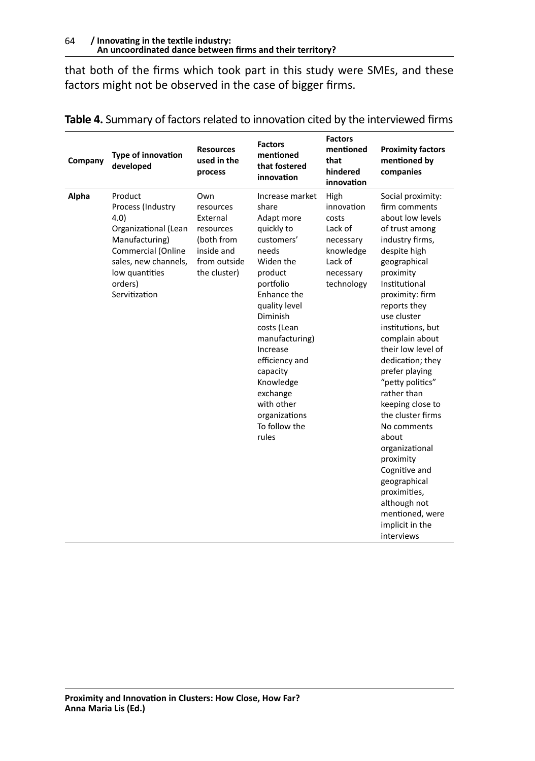that both of the firms which took part in this study were SMEs, and these factors might not be observed in the case of bigger firms.

**Table 4.** Summary of factors related to innovation cited by the interviewed firms

| Company | Type of innovation developed | Resources used in the process | Factors mentioned that fostered innovation | Factors mentioned that hindered innovation | Proximity factors mentioned by companies |
|---|---|---|---|---|---|
| **Alpha** | Product<br>Process (Industry 4.0)<br>Organizational (Lean Manufacturing)<br>Commercial (Online sales, new channels, low quantities orders)<br>Servitization | Own resources<br>External resources (both from inside and from outside the cluster) | Increase market share<br>Adapt more quickly to customers' needs<br>Widen the product portfolio<br>Enhance the quality level<br>Diminish costs (Lean manufacturing)<br>Increase efficiency and capacity<br>Knowledge exchange with other organizations<br>To follow the rules | High innovation costs<br>Lack of necessary knowledge<br>Lack of necessary technology | Social proximity: firm comments about low levels of trust among industry firms, despite high geographical proximity<br>Institutional proximity: firm reports they use cluster institutions, but complain about their low level of dedication; they prefer playing "petty politics" rather than keeping close to the cluster firms<br>No comments about organizational proximity<br>Cognitive and geographical proximities, although not mentioned, were implicit in the interviews |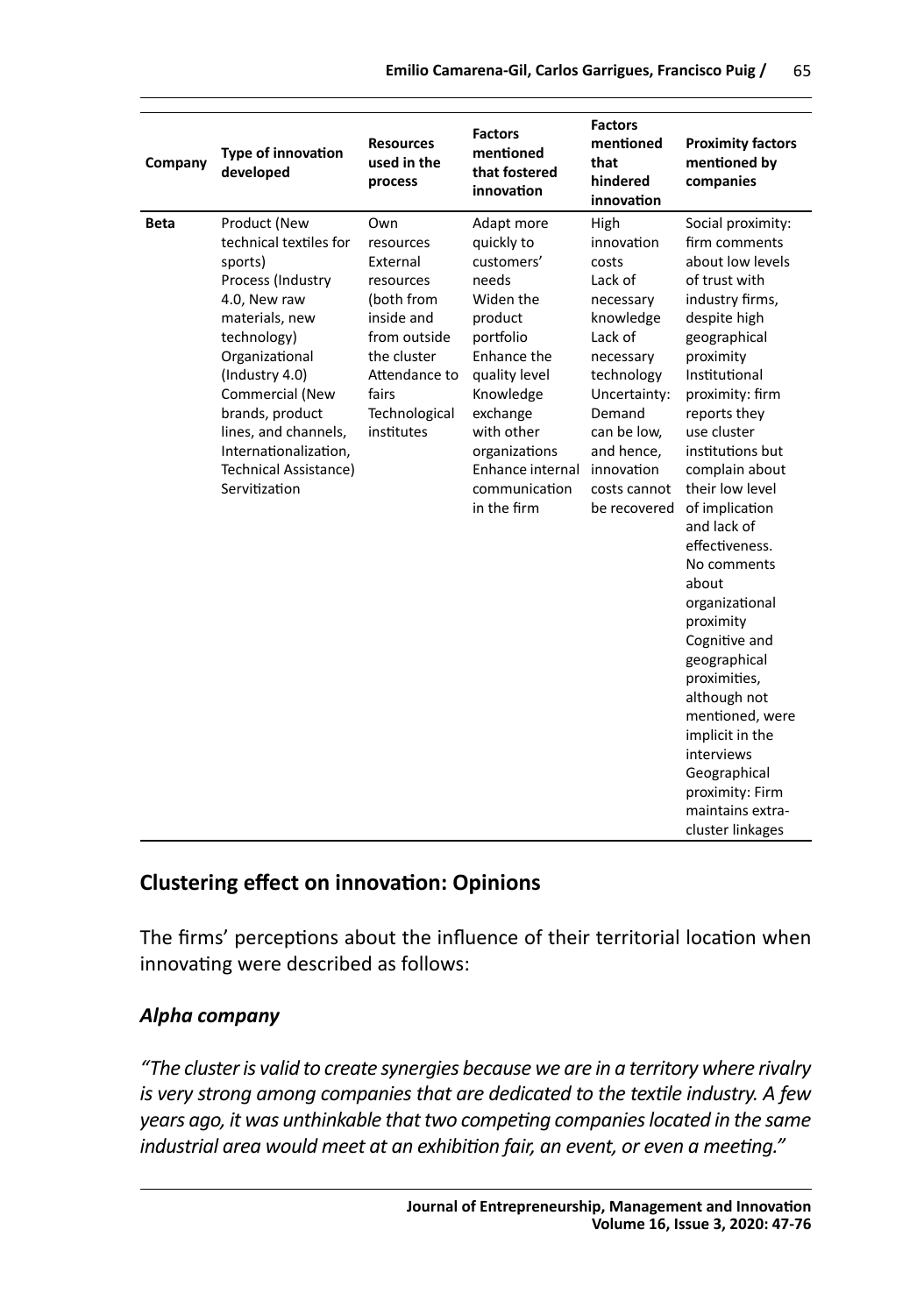| Company | Type of innovation developed | Resources used in the process | Factors mentioned that fostered innovation | Factors mentioned that hindered innovation | Proximity factors mentioned by companies |
|---|---|---|---|---|---|
| **Beta** | Product (New technical textiles for sports)<br>Process (Industry 4.0, New raw materials, new technology)<br>Organizational (Industry 4.0)<br>Commercial (New brands, product lines, and channels, Internationalization, Technical Assistance)<br>Servitization | Own resources<br>External resources (both from inside and from outside the cluster<br>Attendance to fairs<br>Technological institutes | Adapt more quickly to customers' needs<br>Widen the product portfolio<br>Enhance the quality level<br>Knowledge exchange with other organizations<br>Enhance internal communication in the firm | High innovation costs<br>Lack of necessary knowledge<br>Lack of necessary technology<br>Uncertainty: Demand can be low, and hence, innovation costs cannot be recovered | Social proximity: firm comments about low levels of trust with industry firms, despite high geographical proximity<br>Institutional proximity: firm reports they use cluster institutions but complain about their low level of implication and lack of effectiveness.<br>No comments about organizational proximity<br>Cognitive and geographical proximities, although not mentioned, were implicit in the interviews<br>Geographical proximity: Firm maintains extra-cluster linkages |

## Clustering effect on innovation: Opinions

The firms' perceptions about the influence of their territorial location when innovating were described as follows:

### *Alpha company*

*"The cluster is valid to create synergies because we are in a territory where rivalry is very strong among companies that are dedicated to the textile industry. A few years ago, it was unthinkable that two competing companies located in the same industrial area would meet at an exhibition fair, an event, or even a meeting."*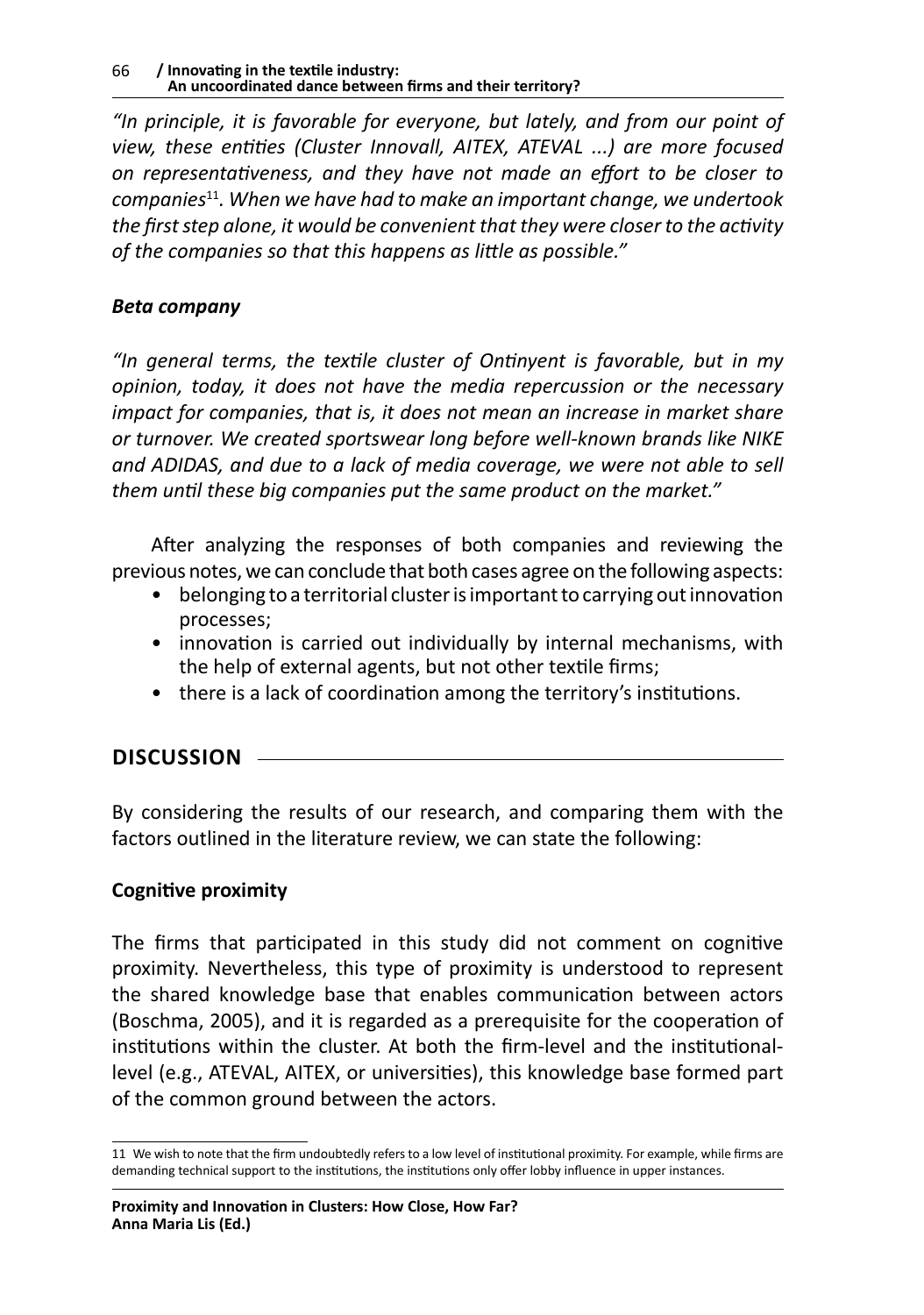*"In principle, it is favorable for everyone, but lately, and from our point of view, these entities (Cluster Innovall, AITEX, ATEVAL ...) are more focused on representativeness, and they have not made an effort to be closer to companies*[11]*. When we have had to make an important change, we undertook the first step alone, it would be convenient that they were closer to the activity of the companies so that this happens as little as possible."*

***Beta company***

*"In general terms, the textile cluster of Ontinyent is favorable, but in my opinion, today, it does not have the media repercussion or the necessary impact for companies, that is, it does not mean an increase in market share or turnover. We created sportswear long before well-known brands like NIKE and ADIDAS, and due to a lack of media coverage, we were not able to sell them until these big companies put the same product on the market."*

After analyzing the responses of both companies and reviewing the previous notes, we can conclude that both cases agree on the following aspects:

- belonging to a territorial cluster is important to carrying out innovation processes;
- innovation is carried out individually by internal mechanisms, with the help of external agents, but not other textile firms;
- there is a lack of coordination among the territory's institutions.

## DISCUSSION

By considering the results of our research, and comparing them with the factors outlined in the literature review, we can state the following:

### Cognitive proximity

The firms that participated in this study did not comment on cognitive proximity. Nevertheless, this type of proximity is understood to represent the shared knowledge base that enables communication between actors (Boschma, 2005), and it is regarded as a prerequisite for the cooperation of institutions within the cluster. At both the firm-level and the institutional-level (e.g., ATEVAL, AITEX, or universities), this knowledge base formed part of the common ground between the actors.

---

[11] We wish to note that the firm undoubtedly refers to a low level of institutional proximity. For example, while firms are demanding technical support to the institutions, the institutions only offer lobby influence in upper instances.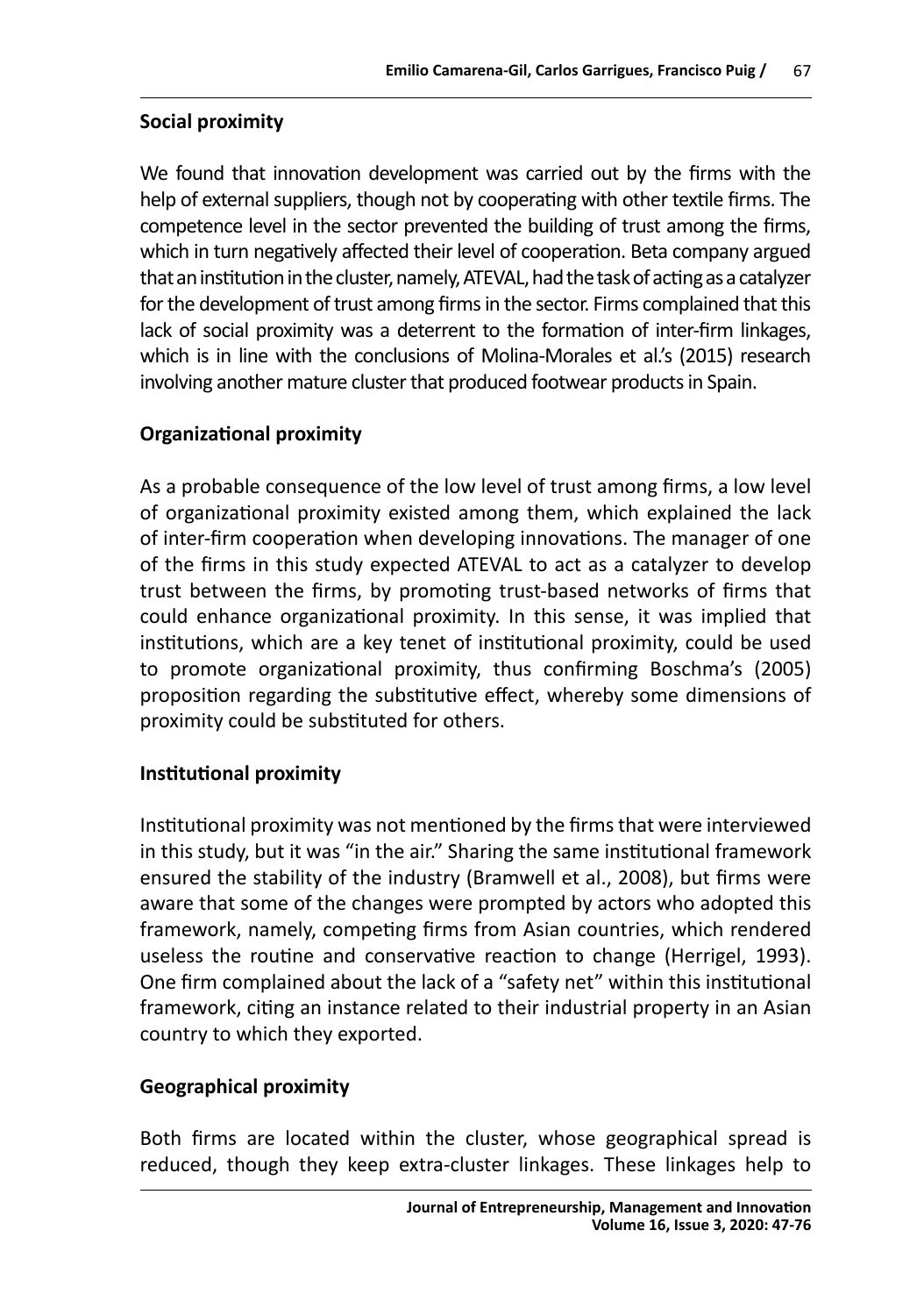**Social proximity**

We found that innovation development was carried out by the firms with the help of external suppliers, though not by cooperating with other textile firms. The competence level in the sector prevented the building of trust among the firms, which in turn negatively affected their level of cooperation. Beta company argued that an institution in the cluster, namely, ATEVAL, had the task of acting as a catalyzer for the development of trust among firms in the sector. Firms complained that this lack of social proximity was a deterrent to the formation of inter-firm linkages, which is in line with the conclusions of Molina-Morales et al.'s (2015) research involving another mature cluster that produced footwear products in Spain.

**Organizational proximity**

As a probable consequence of the low level of trust among firms, a low level of organizational proximity existed among them, which explained the lack of inter-firm cooperation when developing innovations. The manager of one of the firms in this study expected ATEVAL to act as a catalyzer to develop trust between the firms, by promoting trust-based networks of firms that could enhance organizational proximity. In this sense, it was implied that institutions, which are a key tenet of institutional proximity, could be used to promote organizational proximity, thus confirming Boschma's (2005) proposition regarding the substitutive effect, whereby some dimensions of proximity could be substituted for others.

**Institutional proximity**

Institutional proximity was not mentioned by the firms that were interviewed in this study, but it was "in the air." Sharing the same institutional framework ensured the stability of the industry (Bramwell et al., 2008), but firms were aware that some of the changes were prompted by actors who adopted this framework, namely, competing firms from Asian countries, which rendered useless the routine and conservative reaction to change (Herrigel, 1993). One firm complained about the lack of a "safety net" within this institutional framework, citing an instance related to their industrial property in an Asian country to which they exported.

**Geographical proximity**

Both firms are located within the cluster, whose geographical spread is reduced, though they keep extra-cluster linkages. These linkages help to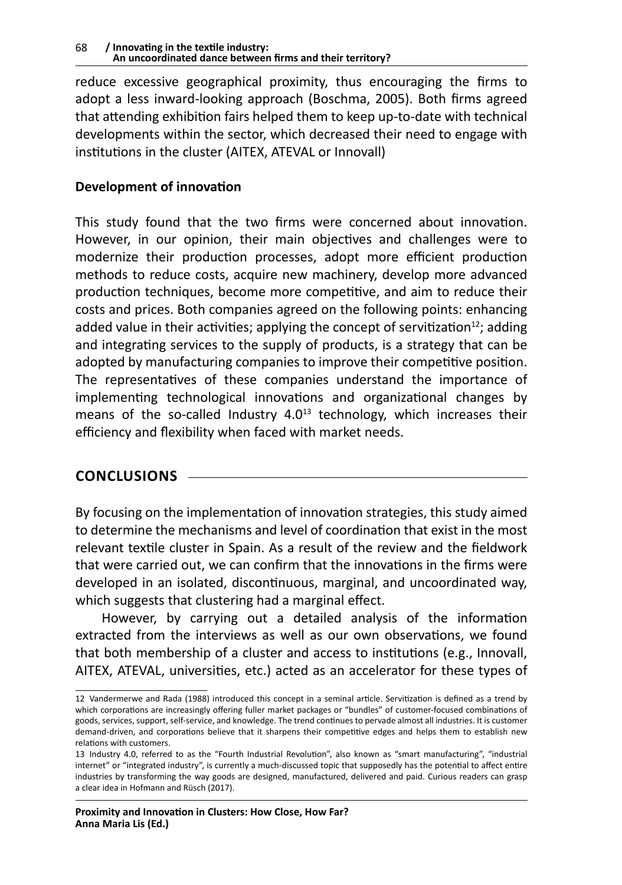reduce excessive geographical proximity, thus encouraging the firms to adopt a less inward-looking approach (Boschma, 2005). Both firms agreed that attending exhibition fairs helped them to keep up-to-date with technical developments within the sector, which decreased their need to engage with institutions in the cluster (AITEX, ATEVAL or Innovall)

**Development of innovation**

This study found that the two firms were concerned about innovation. However, in our opinion, their main objectives and challenges were to modernize their production processes, adopt more efficient production methods to reduce costs, acquire new machinery, develop more advanced production techniques, become more competitive, and aim to reduce their costs and prices. Both companies agreed on the following points: enhancing added value in their activities; applying the concept of servitization[12]; adding and integrating services to the supply of products, is a strategy that can be adopted by manufacturing companies to improve their competitive position. The representatives of these companies understand the importance of implementing technological innovations and organizational changes by means of the so-called Industry 4.0[13] technology, which increases their efficiency and flexibility when faced with market needs.

## CONCLUSIONS

By focusing on the implementation of innovation strategies, this study aimed to determine the mechanisms and level of coordination that exist in the most relevant textile cluster in Spain. As a result of the review and the fieldwork that were carried out, we can confirm that the innovations in the firms were developed in an isolated, discontinuous, marginal, and uncoordinated way, which suggests that clustering had a marginal effect.

However, by carrying out a detailed analysis of the information extracted from the interviews as well as our own observations, we found that both membership of a cluster and access to institutions (e.g., Innovall, AITEX, ATEVAL, universities, etc.) acted as an accelerator for these types of

---

12 Vandermerwe and Rada (1988) introduced this concept in a seminal article. Servitization is defined as a trend by which corporations are increasingly offering fuller market packages or "bundles" of customer-focused combinations of goods, services, support, self-service, and knowledge. The trend continues to pervade almost all industries. It is customer demand-driven, and corporations believe that it sharpens their competitive edges and helps them to establish new relations with customers.

13 Industry 4.0, referred to as the "Fourth Industrial Revolution", also known as "smart manufacturing", "industrial internet" or "integrated industry", is currently a much-discussed topic that supposedly has the potential to affect entire industries by transforming the way goods are designed, manufactured, delivered and paid. Curious readers can grasp a clear idea in Hofmann and Rüsch (2017).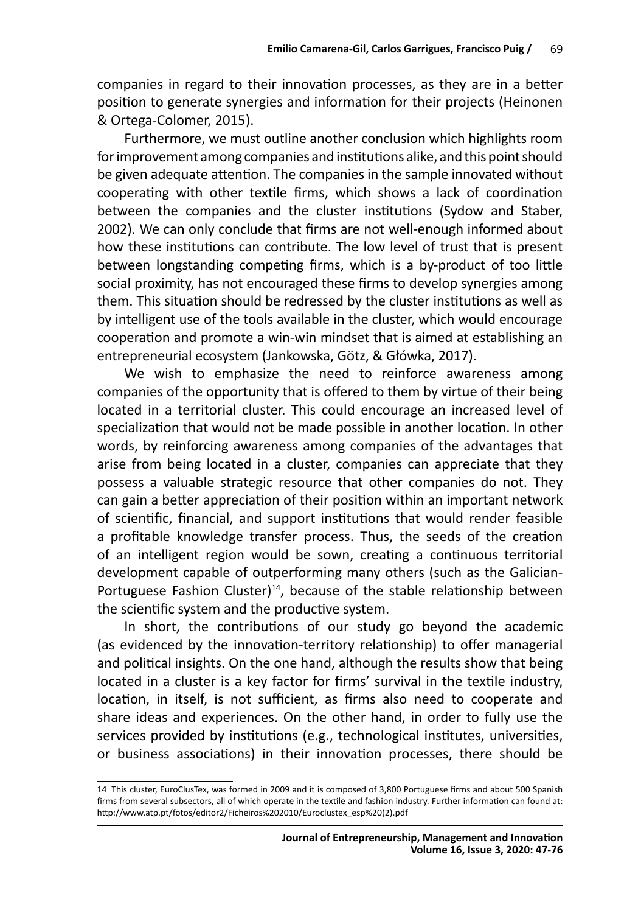companies in regard to their innovation processes, as they are in a better position to generate synergies and information for their projects (Heinonen & Ortega-Colomer, 2015).

Furthermore, we must outline another conclusion which highlights room for improvement among companies and institutions alike, and this point should be given adequate attention. The companies in the sample innovated without cooperating with other textile firms, which shows a lack of coordination between the companies and the cluster institutions (Sydow and Staber, 2002). We can only conclude that firms are not well-enough informed about how these institutions can contribute. The low level of trust that is present between longstanding competing firms, which is a by-product of too little social proximity, has not encouraged these firms to develop synergies among them. This situation should be redressed by the cluster institutions as well as by intelligent use of the tools available in the cluster, which would encourage cooperation and promote a win-win mindset that is aimed at establishing an entrepreneurial ecosystem (Jankowska, Götz, & Główka, 2017).

We wish to emphasize the need to reinforce awareness among companies of the opportunity that is offered to them by virtue of their being located in a territorial cluster. This could encourage an increased level of specialization that would not be made possible in another location. In other words, by reinforcing awareness among companies of the advantages that arise from being located in a cluster, companies can appreciate that they possess a valuable strategic resource that other companies do not. They can gain a better appreciation of their position within an important network of scientific, financial, and support institutions that would render feasible a profitable knowledge transfer process. Thus, the seeds of the creation of an intelligent region would be sown, creating a continuous territorial development capable of outperforming many others (such as the Galician-Portuguese Fashion Cluster)[14], because of the stable relationship between the scientific system and the productive system.

In short, the contributions of our study go beyond the academic (as evidenced by the innovation-territory relationship) to offer managerial and political insights. On the one hand, although the results show that being located in a cluster is a key factor for firms' survival in the textile industry, location, in itself, is not sufficient, as firms also need to cooperate and share ideas and experiences. On the other hand, in order to fully use the services provided by institutions (e.g., technological institutes, universities, or business associations) in their innovation processes, there should be

14 This cluster, EuroClusTex, was formed in 2009 and it is composed of 3,800 Portuguese firms and about 500 Spanish firms from several subsectors, all of which operate in the textile and fashion industry. Further information can found at: http://www.atp.pt/fotos/editor2/Ficheiros%202010/Euroclustex_esp%20(2).pdf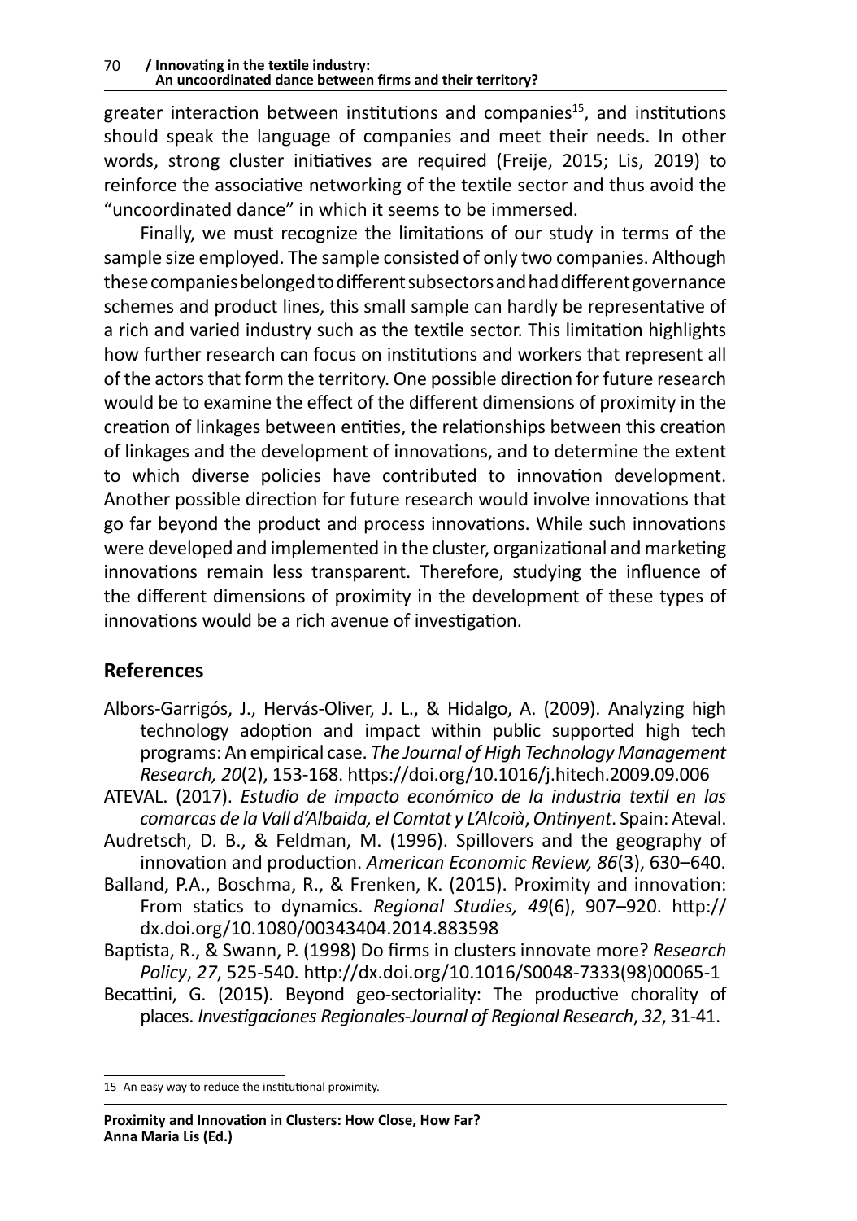greater interaction between institutions and companies[15], and institutions should speak the language of companies and meet their needs. In other words, strong cluster initiatives are required (Freije, 2015; Lis, 2019) to reinforce the associative networking of the textile sector and thus avoid the "uncoordinated dance" in which it seems to be immersed.

Finally, we must recognize the limitations of our study in terms of the sample size employed. The sample consisted of only two companies. Although these companies belonged to different subsectors and had different governance schemes and product lines, this small sample can hardly be representative of a rich and varied industry such as the textile sector. This limitation highlights how further research can focus on institutions and workers that represent all of the actors that form the territory. One possible direction for future research would be to examine the effect of the different dimensions of proximity in the creation of linkages between entities, the relationships between this creation of linkages and the development of innovations, and to determine the extent to which diverse policies have contributed to innovation development. Another possible direction for future research would involve innovations that go far beyond the product and process innovations. While such innovations were developed and implemented in the cluster, organizational and marketing innovations remain less transparent. Therefore, studying the influence of the different dimensions of proximity in the development of these types of innovations would be a rich avenue of investigation.

## References

Albors-Garrigós, J., Hervás-Oliver, J. L., & Hidalgo, A. (2009). Analyzing high technology adoption and impact within public supported high tech programs: An empirical case. *The Journal of High Technology Management Research, 20*(2), 153-168. https://doi.org/10.1016/j.hitech.2009.09.006

ATEVAL. (2017). *Estudio de impacto económico de la industria textil en las comarcas de la Vall d'Albaida, el Comtat y L'Alcoià*, *Ontinyent*. Spain: Ateval.

Audretsch, D. B., & Feldman, M. (1996). Spillovers and the geography of innovation and production. *American Economic Review, 86*(3), 630–640.

Balland, P.A., Boschma, R., & Frenken, K. (2015). Proximity and innovation: From statics to dynamics. *Regional Studies, 49*(6), 907–920. http://dx.doi.org/10.1080/00343404.2014.883598

Baptista, R., & Swann, P. (1998) Do firms in clusters innovate more? *Research Policy*, *27*, 525-540. http://dx.doi.org/10.1016/S0048-7333(98)00065-1

Becattini, G. (2015). Beyond geo-sectoriality: The productive chorality of places. *Investigaciones Regionales-Journal of Regional Research*, *32*, 31-41.

[15] An easy way to reduce the institutional proximity.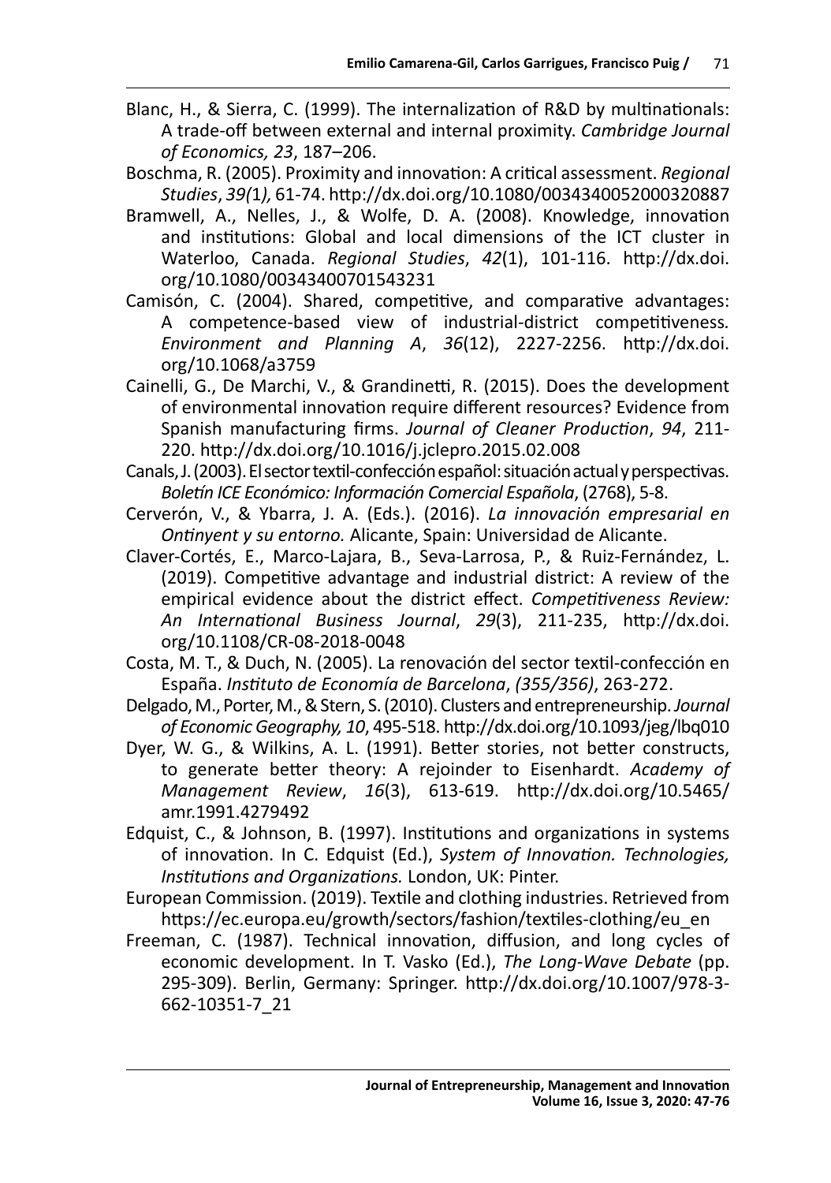Blanc, H., & Sierra, C. (1999). The internalization of R&D by multinationals: A trade-off between external and internal proximity. *Cambridge Journal of Economics, 23*, 187–206.

Boschma, R. (2005). Proximity and innovation: A critical assessment. *Regional Studies*, *39(*1*),* 61-74. http://dx.doi.org/10.1080/0034340052000320887

Bramwell, A., Nelles, J., & Wolfe, D. A. (2008). Knowledge, innovation and institutions: Global and local dimensions of the ICT cluster in Waterloo, Canada. *Regional Studies*, *42*(1), 101-116. http://dx.doi.org/10.1080/00343400701543231

Camisón, C. (2004). Shared, competitive, and comparative advantages: A competence-based view of industrial-district competitiveness*. Environment and Planning A*, *36*(12), 2227-2256. http://dx.doi.org/10.1068/a3759

Cainelli, G., De Marchi, V., & Grandinetti, R. (2015). Does the development of environmental innovation require different resources? Evidence from Spanish manufacturing firms. *Journal of Cleaner Production*, *94*, 211-220. http://dx.doi.org/10.1016/j.jclepro.2015.02.008

Canals, J. (2003). El sector textil-confección español: situación actual y perspectivas. *Boletín ICE Económico: Información Comercial Española*, (2768), 5-8.

Cerverón, V., & Ybarra, J. A. (Eds.). (2016). *La innovación empresarial en Ontinyent y su entorno.* Alicante, Spain: Universidad de Alicante.

Claver-Cortés, E., Marco-Lajara, B., Seva-Larrosa, P., & Ruiz-Fernández, L. (2019). Competitive advantage and industrial district: A review of the empirical evidence about the district effect. *Competitiveness Review: An International Business Journal*, *29*(3), 211-235, http://dx.doi.org/10.1108/CR-08-2018-0048

Costa, M. T., & Duch, N. (2005). La renovación del sector textil-confección en España. *Instituto de Economía de Barcelona*, *(355/356)*, 263-272.

Delgado, M., Porter, M., & Stern, S. (2010). Clusters and entrepreneurship. *Journal of Economic Geography, 10*, 495-518. http://dx.doi.org/10.1093/jeg/lbq010

Dyer, W. G., & Wilkins, A. L. (1991). Better stories, not better constructs, to generate better theory: A rejoinder to Eisenhardt. *Academy of Management Review*, *16*(3), 613-619. http://dx.doi.org/10.5465/amr.1991.4279492

Edquist, C., & Johnson, B. (1997). Institutions and organizations in systems of innovation. In C. Edquist (Ed.), *System of Innovation. Technologies, Institutions and Organizations.* London, UK: Pinter.

European Commission. (2019). Textile and clothing industries. Retrieved from https://ec.europa.eu/growth/sectors/fashion/textiles-clothing/eu_en

Freeman, C. (1987). Technical innovation, diffusion, and long cycles of economic development. In T. Vasko (Ed.), *The Long-Wave Debate* (pp. 295-309). Berlin, Germany: Springer. http://dx.doi.org/10.1007/978-3-662-10351-7_21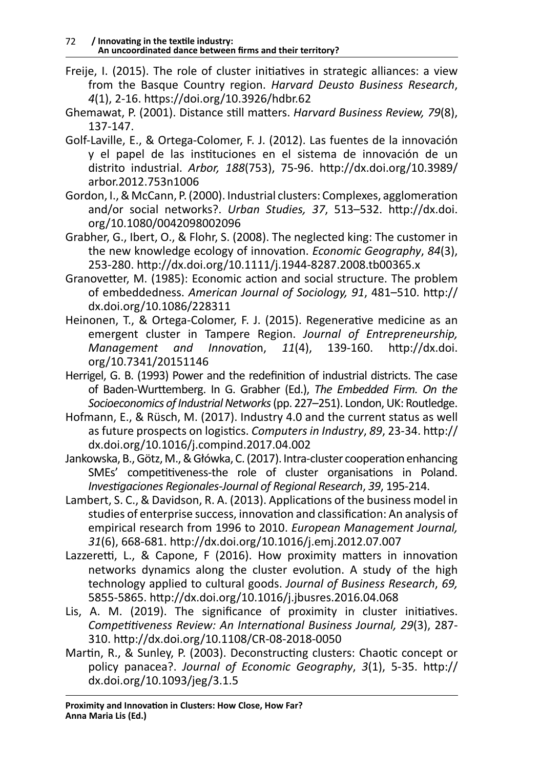Freije, I. (2015). The role of cluster initiatives in strategic alliances: a view from the Basque Country region. *Harvard Deusto Business Research*, *4*(1), 2-16. https://doi.org/10.3926/hdbr.62

Ghemawat, P. (2001). Distance still matters. *Harvard Business Review, 79*(8), 137-147.

Golf-Laville, E., & Ortega-Colomer, F. J. (2012). Las fuentes de la innovación y el papel de las instituciones en el sistema de innovación de un distrito industrial. *Arbor, 188*(753), 75-96. http://dx.doi.org/10.3989/arbor.2012.753n1006

Gordon, I., & McCann, P. (2000). Industrial clusters: Complexes, agglomeration and/or social networks?. *Urban Studies, 37*, 513–532. http://dx.doi.org/10.1080/0042098002096

Grabher, G., Ibert, O., & Flohr, S. (2008). The neglected king: The customer in the new knowledge ecology of innovation. *Economic Geography*, *84*(3), 253-280. http://dx.doi.org/10.1111/j.1944-8287.2008.tb00365.x

Granovetter, M. (1985): Economic action and social structure. The problem of embeddedness. *American Journal of Sociology, 91*, 481–510. http://dx.doi.org/10.1086/228311

Heinonen, T., & Ortega-Colomer, F. J. (2015). Regenerative medicine as an emergent cluster in Tampere Region. *Journal of Entrepreneurship, Management and Innovation*, *11*(4), 139-160. http://dx.doi.org/10.7341/20151146

Herrigel, G. B. (1993) Power and the redefinition of industrial districts. The case of Baden-Wurttemberg. In G. Grabher (Ed.), *The Embedded Firm. On the Socioeconomics of Industrial Networks* (pp. 227–251). London, UK: Routledge.

Hofmann, E., & Rüsch, M. (2017). Industry 4.0 and the current status as well as future prospects on logistics. *Computers in Industry*, *89*, 23-34. http://dx.doi.org/10.1016/j.compind.2017.04.002

Jankowska, B., Götz, M., & Główka, C. (2017). Intra-cluster cooperation enhancing SMEs' competitiveness-the role of cluster organisations in Poland. *Investigaciones Regionales-Journal of Regional Research*, *39*, 195-214.

Lambert, S. C., & Davidson, R. A. (2013). Applications of the business model in studies of enterprise success, innovation and classification: An analysis of empirical research from 1996 to 2010. *European Management Journal, 31*(6), 668-681. http://dx.doi.org/10.1016/j.emj.2012.07.007

Lazzeretti, L., & Capone, F (2016). How proximity matters in innovation networks dynamics along the cluster evolution. A study of the high technology applied to cultural goods. *Journal of Business Research*, *69,* 5855-5865. http://dx.doi.org/10.1016/j.jbusres.2016.04.068

Lis, A. M. (2019). The significance of proximity in cluster initiatives. *Competitiveness Review: An International Business Journal, 29*(3), 287-310. http://dx.doi.org/10.1108/CR-08-2018-0050

Martin, R., & Sunley, P. (2003). Deconstructing clusters: Chaotic concept or policy panacea?. *Journal of Economic Geography*, *3*(1), 5-35. http://dx.doi.org/10.1093/jeg/3.1.5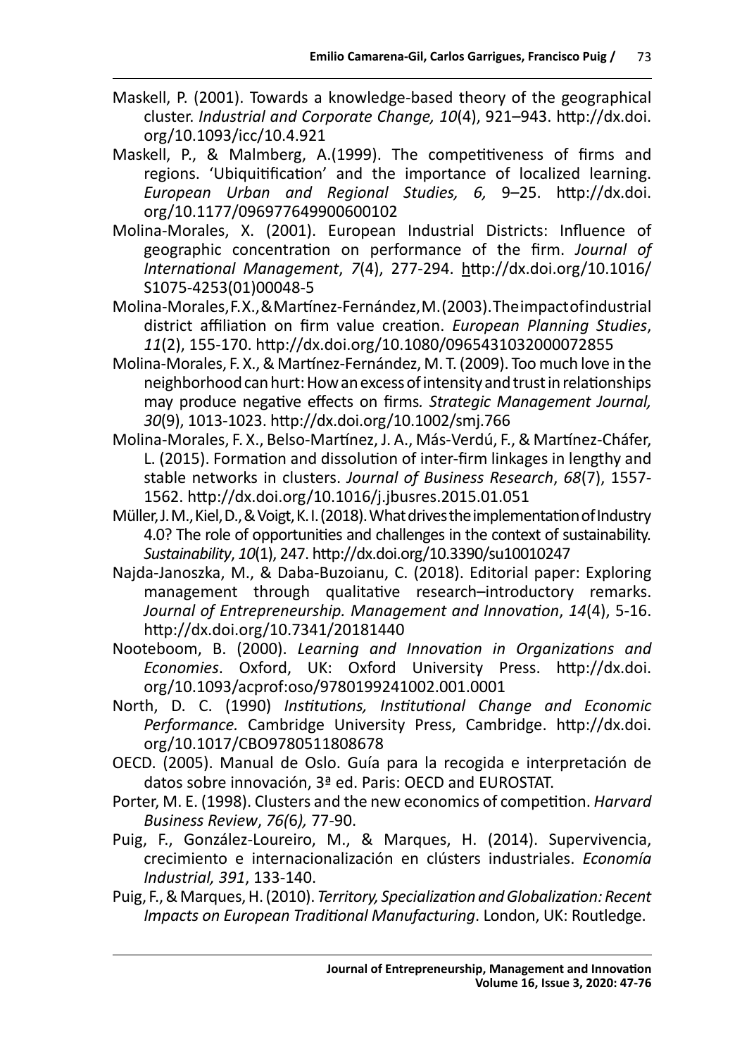Maskell, P. (2001). Towards a knowledge-based theory of the geographical cluster. *Industrial and Corporate Change, 10*(4), 921–943. http://dx.doi.org/10.1093/icc/10.4.921

Maskell, P., & Malmberg, A.(1999). The competitiveness of firms and regions. 'Ubiquitification' and the importance of localized learning. *European Urban and Regional Studies, 6,* 9–25. http://dx.doi.org/10.1177/096977649900600102

Molina-Morales, X. (2001). European Industrial Districts: Influence of geographic concentration on performance of the firm. *Journal of International Management*, *7*(4), 277-294. http://dx.doi.org/10.1016/S1075-4253(01)00048-5

Molina-Morales, F. X., & Martínez-Fernández, M. (2003). The impact of industrial district affiliation on firm value creation. *European Planning Studies*, *11*(2), 155-170. http://dx.doi.org/10.1080/0965431032000072855

Molina-Morales, F. X., & Martínez-Fernández, M. T. (2009). Too much love in the neighborhood can hurt: How an excess of intensity and trust in relationships may produce negative effects on firms*. Strategic Management Journal, 30*(9), 1013-1023. http://dx.doi.org/10.1002/smj.766

Molina-Morales, F. X., Belso-Martínez, J. A., Más-Verdú, F., & Martínez-Cháfer, L. (2015). Formation and dissolution of inter-firm linkages in lengthy and stable networks in clusters. *Journal of Business Research*, *68*(7), 1557-1562. http://dx.doi.org/10.1016/j.jbusres.2015.01.051

Müller, J. M., Kiel, D., & Voigt, K. I. (2018). What drives the implementation of Industry 4.0? The role of opportunities and challenges in the context of sustainability. *Sustainability*, *10*(1), 247. http://dx.doi.org/10.3390/su10010247

Najda-Janoszka, M., & Daba-Buzoianu, C. (2018). Editorial paper: Exploring management through qualitative research–introductory remarks. *Journal of Entrepreneurship. Management and Innovation*, *14*(4), 5-16. http://dx.doi.org/10.7341/20181440

Nooteboom, B. (2000). *Learning and Innovation in Organizations and Economies*. Oxford, UK: Oxford University Press. http://dx.doi.org/10.1093/acprof:oso/9780199241002.001.0001

North, D. C. (1990) *Institutions, Institutional Change and Economic Performance.* Cambridge University Press, Cambridge. http://dx.doi.org/10.1017/CBO9780511808678

OECD. (2005). Manual de Oslo. Guía para la recogida e interpretación de datos sobre innovación, 3ª ed. Paris: OECD and EUROSTAT.

Porter, M. E. (1998). Clusters and the new economics of competition. *Harvard Business Review*, *76(*6*),* 77-90.

Puig, F., González-Loureiro, M., & Marques, H. (2014). Supervivencia, crecimiento e internacionalización en clústers industriales. *Economía Industrial, 391*, 133-140.

Puig, F., & Marques, H. (2010). *Territory, Specialization and Globalization: Recent Impacts on European Traditional Manufacturing*. London, UK: Routledge.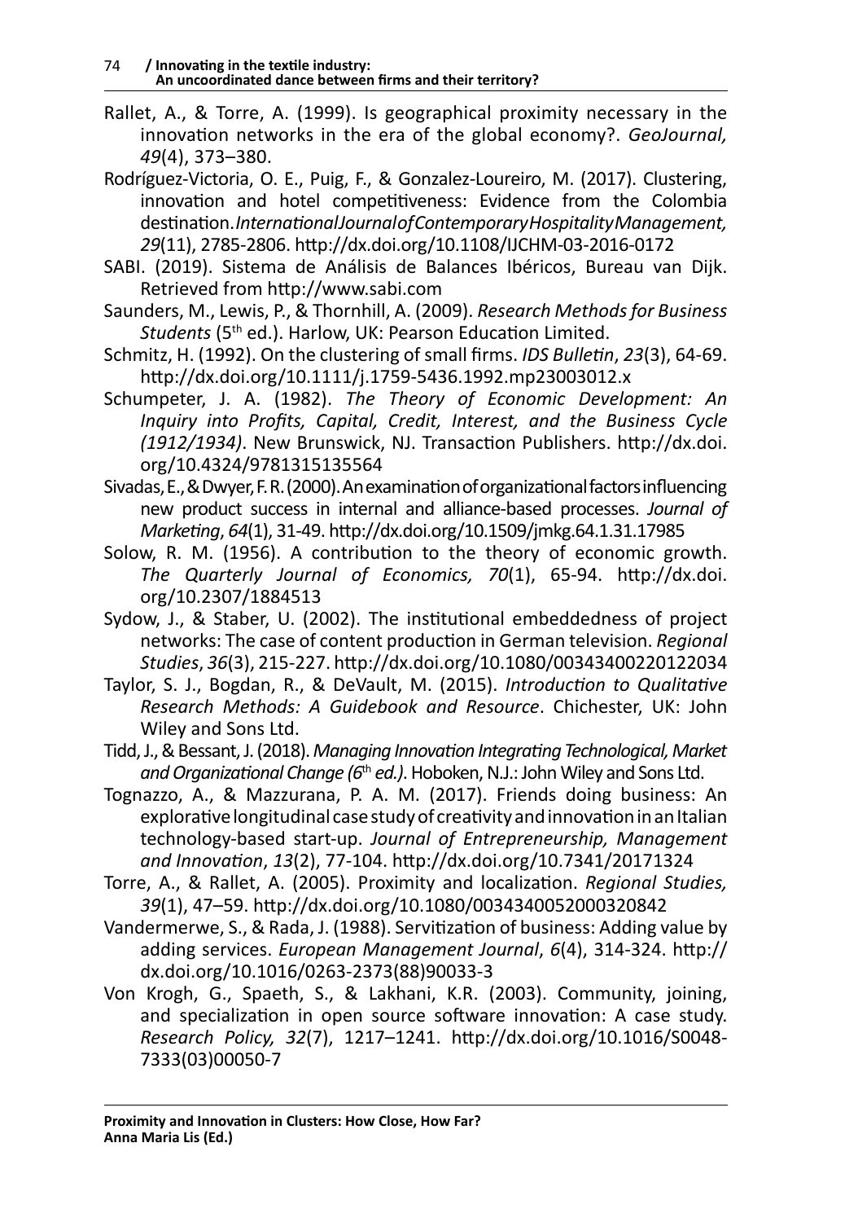Rallet, A., & Torre, A. (1999). Is geographical proximity necessary in the innovation networks in the era of the global economy?. *GeoJournal, 49*(4), 373–380.

Rodríguez-Victoria, O. E., Puig, F., & Gonzalez-Loureiro, M. (2017). Clustering, innovation and hotel competitiveness: Evidence from the Colombia destination. *International Journal of Contemporary Hospitality Management, 29*(11), 2785-2806. http://dx.doi.org/10.1108/IJCHM-03-2016-0172

SABI. (2019). Sistema de Análisis de Balances Ibéricos, Bureau van Dijk. Retrieved from http://www.sabi.com

Saunders, M., Lewis, P., & Thornhill, A. (2009). *Research Methods for Business Students* (5th ed.). Harlow, UK: Pearson Education Limited.

Schmitz, H. (1992). On the clustering of small firms. *IDS Bulletin*, *23*(3), 64-69. http://dx.doi.org/10.1111/j.1759-5436.1992.mp23003012.x

Schumpeter, J. A. (1982). *The Theory of Economic Development: An Inquiry into Profits, Capital, Credit, Interest, and the Business Cycle (1912/1934)*. New Brunswick, NJ. Transaction Publishers. http://dx.doi.org/10.4324/9781315135564

Sivadas, E., & Dwyer, F. R. (2000). An examination of organizational factors influencing new product success in internal and alliance-based processes. *Journal of Marketing*, *64*(1), 31-49. http://dx.doi.org/10.1509/jmkg.64.1.31.17985

Solow, R. M. (1956). A contribution to the theory of economic growth. *The Quarterly Journal of Economics, 70*(1), 65-94. http://dx.doi.org/10.2307/1884513

Sydow, J., & Staber, U. (2002). The institutional embeddedness of project networks: The case of content production in German television. *Regional Studies*, *36*(3), 215-227. http://dx.doi.org/10.1080/00343400220122034

Taylor, S. J., Bogdan, R., & DeVault, M. (2015). *Introduction to Qualitative Research Methods: A Guidebook and Resource*. Chichester, UK: John Wiley and Sons Ltd.

Tidd, J., & Bessant, J. (2018). *Managing Innovation Integrating Technological, Market and Organizational Change (6th ed.)*. Hoboken, N.J.: John Wiley and Sons Ltd.

Tognazzo, A., & Mazzurana, P. A. M. (2017). Friends doing business: An explorative longitudinal case study of creativity and innovation in an Italian technology-based start-up. *Journal of Entrepreneurship, Management and Innovation*, *13*(2), 77-104. http://dx.doi.org/10.7341/20171324

Torre, A., & Rallet, A. (2005). Proximity and localization. *Regional Studies, 39*(1), 47–59. http://dx.doi.org/10.1080/0034340052000320842

Vandermerwe, S., & Rada, J. (1988). Servitization of business: Adding value by adding services. *European Management Journal*, *6*(4), 314-324. http://dx.doi.org/10.1016/0263-2373(88)90033-3

Von Krogh, G., Spaeth, S., & Lakhani, K.R. (2003). Community, joining, and specialization in open source software innovation: A case study. *Research Policy, 32*(7), 1217–1241. http://dx.doi.org/10.1016/S0048-7333(03)00050-7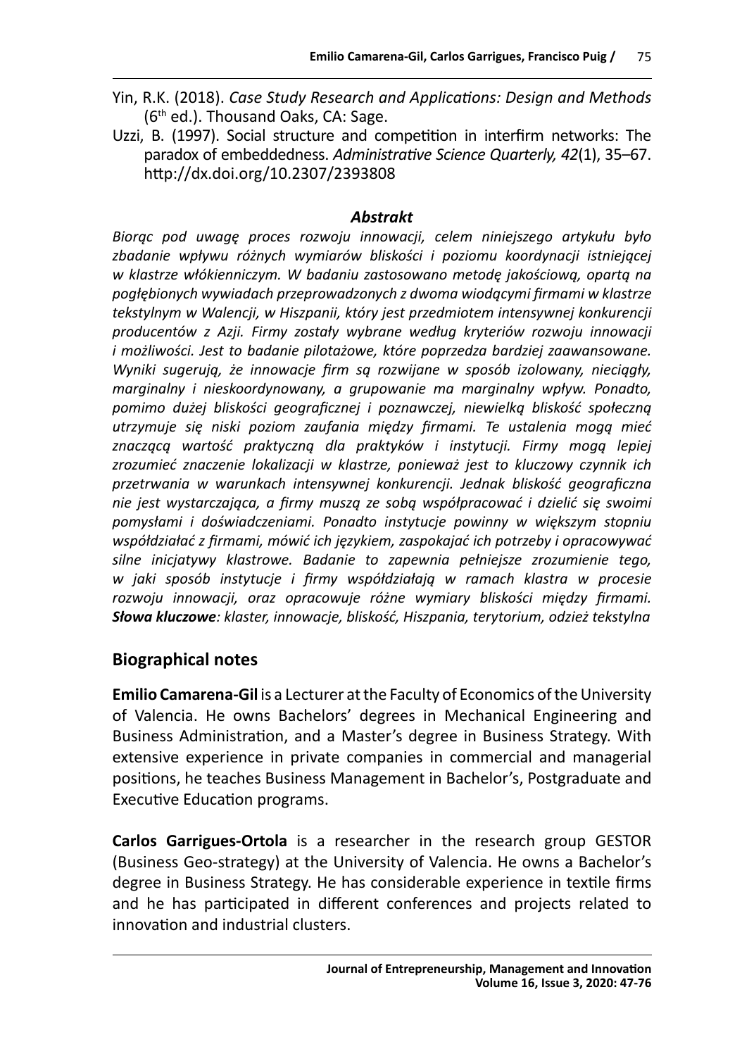Yin, R.K. (2018). *Case Study Research and Applications: Design and Methods* (6th ed.). Thousand Oaks, CA: Sage.

Uzzi, B. (1997). Social structure and competition in interfirm networks: The paradox of embeddedness. *Administrative Science Quarterly, 42*(1), 35–67. http://dx.doi.org/10.2307/2393808

### *Abstrakt*

*Biorąc pod uwagę proces rozwoju innowacji, celem niniejszego artykułu było zbadanie wpływu różnych wymiarów bliskości i poziomu koordynacji istniejącej w klastrze włókienniczym. W badaniu zastosowano metodę jakościową, opartą na pogłębionych wywiadach przeprowadzonych z dwoma wiodącymi firmami w klastrze tekstylnym w Walencji, w Hiszpanii, który jest przedmiotem intensywnej konkurencji producentów z Azji. Firmy zostały wybrane według kryteriów rozwoju innowacji i możliwości. Jest to badanie pilotażowe, które poprzedza bardziej zaawansowane. Wyniki sugerują, że innowacje firm są rozwijane w sposób izolowany, nieciągły, marginalny i nieskoordynowany, a grupowanie ma marginalny wpływ. Ponadto, pomimo dużej bliskości geograficznej i poznawczej, niewielką bliskość społeczną utrzymuje się niski poziom zaufania między firmami. Te ustalenia mogą mieć znaczącą wartość praktyczną dla praktyków i instytucji. Firmy mogą lepiej zrozumieć znaczenie lokalizacji w klastrze, ponieważ jest to kluczowy czynnik ich przetrwania w warunkach intensywnej konkurencji. Jednak bliskość geograficzna nie jest wystarczająca, a firmy muszą ze sobą współpracować i dzielić się swoimi pomysłami i doświadczeniami. Ponadto instytucje powinny w większym stopniu współdziałać z firmami, mówić ich językiem, zaspokajać ich potrzeby i opracowywać silne inicjatywy klastrowe. Badanie to zapewnia pełniejsze zrozumienie tego, w jaki sposób instytucje i firmy współdziałają w ramach klastra w procesie rozwoju innowacji, oraz opracowuje różne wymiary bliskości między firmami.* ***Słowa kluczowe****: klaster, innowacje, bliskość, Hiszpania, terytorium, odzież tekstylna*

## Biographical notes

**Emilio Camarena-Gil** is a Lecturer at the Faculty of Economics of the University of Valencia. He owns Bachelors' degrees in Mechanical Engineering and Business Administration, and a Master's degree in Business Strategy. With extensive experience in private companies in commercial and managerial positions, he teaches Business Management in Bachelor's, Postgraduate and Executive Education programs.

**Carlos Garrigues-Ortola** is a researcher in the research group GESTOR (Business Geo-strategy) at the University of Valencia. He owns a Bachelor's degree in Business Strategy. He has considerable experience in textile firms and he has participated in different conferences and projects related to innovation and industrial clusters.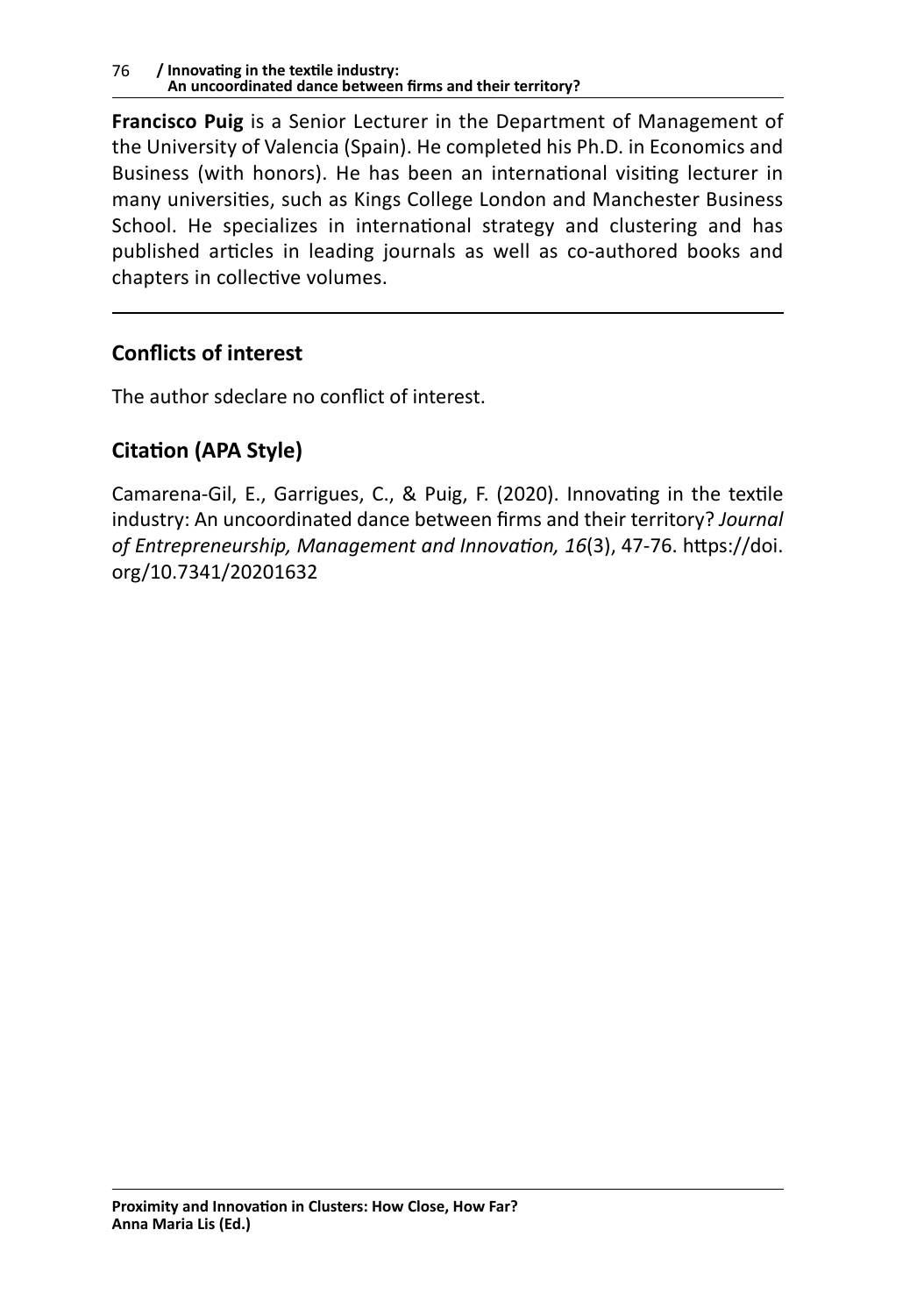**Francisco Puig** is a Senior Lecturer in the Department of Management of the University of Valencia (Spain). He completed his Ph.D. in Economics and Business (with honors). He has been an international visiting lecturer in many universities, such as Kings College London and Manchester Business School. He specializes in international strategy and clustering and has published articles in leading journals as well as co-authored books and chapters in collective volumes.

---

## Conflicts of interest

The author sdeclare no conflict of interest.

## Citation (APA Style)

Camarena-Gil, E., Garrigues, C., & Puig, F. (2020). Innovating in the textile industry: An uncoordinated dance between firms and their territory? *Journal of Entrepreneurship, Management and Innovation, 16*(3), 47-76. https://doi.org/10.7341/20201632